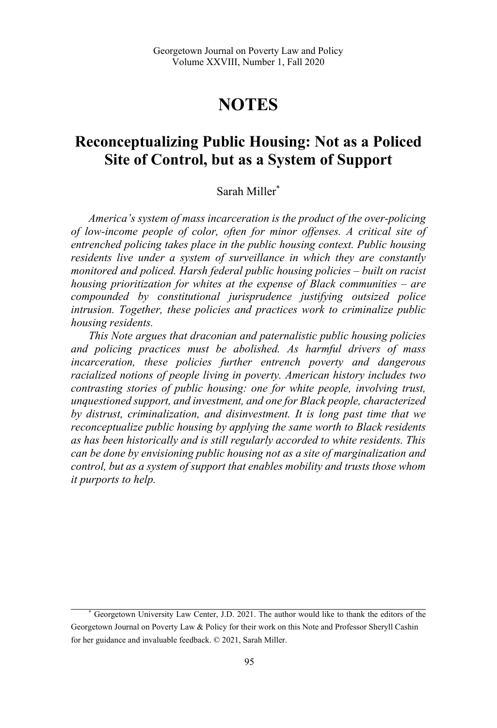# NOTES

## Reconceptualizing Public Housing: Not as a Policed Site of Control, but as a System of Support

Sarah Miller[*]

*America's system of mass incarceration is the product of the over-policing of low-income people of color, often for minor offenses. A critical site of entrenched policing takes place in the public housing context. Public housing residents live under a system of surveillance in which they are constantly monitored and policed. Harsh federal public housing policies – built on racist housing prioritization for whites at the expense of Black communities – are compounded by constitutional jurisprudence justifying outsized police intrusion. Together, these policies and practices work to criminalize public housing residents.*

*This Note argues that draconian and paternalistic public housing policies and policing practices must be abolished. As harmful drivers of mass incarceration, these policies further entrench poverty and dangerous racialized notions of people living in poverty. American history includes two contrasting stories of public housing: one for white people, involving trust, unquestioned support, and investment, and one for Black people, characterized by distrust, criminalization, and disinvestment. It is long past time that we reconceptualize public housing by applying the same worth to Black residents as has been historically and is still regularly accorded to white residents. This can be done by envisioning public housing not as a site of marginalization and control, but as a system of support that enables mobility and trusts those whom it purports to help.*

---

[*] Georgetown University Law Center, J.D. 2021. The author would like to thank the editors of the Georgetown Journal on Poverty Law & Policy for their work on this Note and Professor Sheryll Cashin for her guidance and invaluable feedback. © 2021, Sarah Miller.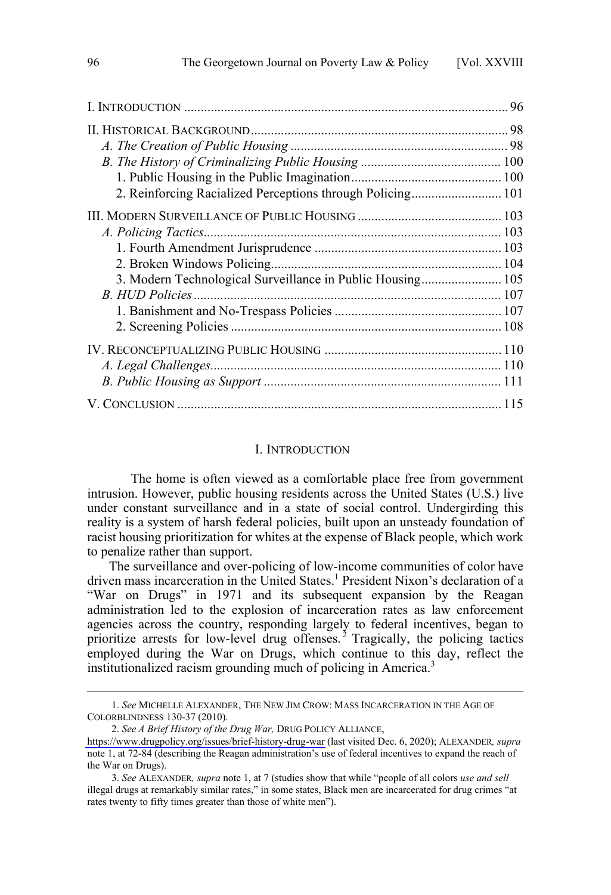| | |
|---|---|
| I. INTRODUCTION | 96 |
| II. HISTORICAL BACKGROUND | 98 |
| *A. The Creation of Public Housing* | 98 |
| *B. The History of Criminalizing Public Housing* | 100 |
| 1. Public Housing in the Public Imagination | 100 |
| 2. Reinforcing Racialized Perceptions through Policing | 101 |
| III. MODERN SURVEILLANCE OF PUBLIC HOUSING | 103 |
| *A. Policing Tactics* | 103 |
| 1. Fourth Amendment Jurisprudence | 103 |
| 2. Broken Windows Policing | 104 |
| 3. Modern Technological Surveillance in Public Housing | 105 |
| *B. HUD Policies* | 107 |
| 1. Banishment and No-Trespass Policies | 107 |
| 2. Screening Policies | 108 |
| IV. RECONCEPTUALIZING PUBLIC HOUSING | 110 |
| *A. Legal Challenges* | 110 |
| *B. Public Housing as Support* | 111 |
| V. CONCLUSION | 115 |

## I. INTRODUCTION

The home is often viewed as a comfortable place free from government intrusion. However, public housing residents across the United States (U.S.) live under constant surveillance and in a state of social control. Undergirding this reality is a system of harsh federal policies, built upon an unsteady foundation of racist housing prioritization for whites at the expense of Black people, which work to penalize rather than support.

The surveillance and over-policing of low-income communities of color have driven mass incarceration in the United States.[1] President Nixon's declaration of a "War on Drugs" in 1971 and its subsequent expansion by the Reagan administration led to the explosion of incarceration rates as law enforcement agencies across the country, responding largely to federal incentives, began to prioritize arrests for low-level drug offenses.[2] Tragically, the policing tactics employed during the War on Drugs, which continue to this day, reflect the institutionalized racism grounding much of policing in America.[3]

---

1. *See* MICHELLE ALEXANDER, THE NEW JIM CROW: MASS INCARCERATION IN THE AGE OF COLORBLINDNESS 130-37 (2010).

2. *See A Brief History of the Drug War,* DRUG POLICY ALLIANCE, https://www.drugpolicy.org/issues/brief-history-drug-war (last visited Dec. 6, 2020); ALEXANDER, *supra* note 1, at 72-84 (describing the Reagan administration's use of federal incentives to expand the reach of the War on Drugs).

3. *See* ALEXANDER, *supra* note 1, at 7 (studies show that while "people of all colors *use and sell* illegal drugs at remarkably similar rates," in some states, Black men are incarcerated for drug crimes "at rates twenty to fifty times greater than those of white men").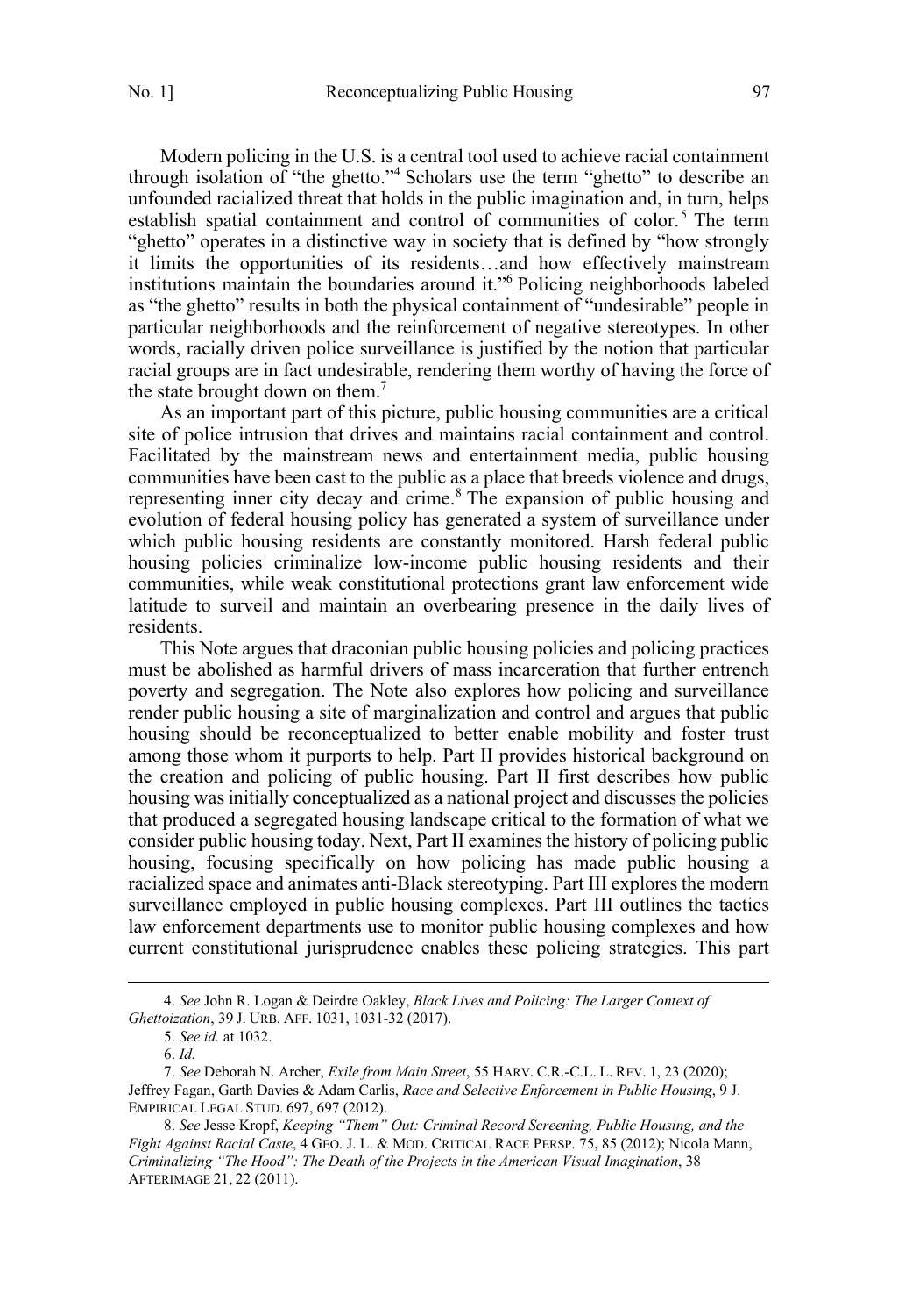Modern policing in the U.S. is a central tool used to achieve racial containment through isolation of "the ghetto."[4] Scholars use the term "ghetto" to describe an unfounded racialized threat that holds in the public imagination and, in turn, helps establish spatial containment and control of communities of color.[5] The term "ghetto" operates in a distinctive way in society that is defined by "how strongly it limits the opportunities of its residents…and how effectively mainstream institutions maintain the boundaries around it."[6] Policing neighborhoods labeled as "the ghetto" results in both the physical containment of "undesirable" people in particular neighborhoods and the reinforcement of negative stereotypes. In other words, racially driven police surveillance is justified by the notion that particular racial groups are in fact undesirable, rendering them worthy of having the force of the state brought down on them.[7]

As an important part of this picture, public housing communities are a critical site of police intrusion that drives and maintains racial containment and control. Facilitated by the mainstream news and entertainment media, public housing communities have been cast to the public as a place that breeds violence and drugs, representing inner city decay and crime.[8] The expansion of public housing and evolution of federal housing policy has generated a system of surveillance under which public housing residents are constantly monitored. Harsh federal public housing policies criminalize low-income public housing residents and their communities, while weak constitutional protections grant law enforcement wide latitude to surveil and maintain an overbearing presence in the daily lives of residents.

This Note argues that draconian public housing policies and policing practices must be abolished as harmful drivers of mass incarceration that further entrench poverty and segregation. The Note also explores how policing and surveillance render public housing a site of marginalization and control and argues that public housing should be reconceptualized to better enable mobility and foster trust among those whom it purports to help. Part II provides historical background on the creation and policing of public housing. Part II first describes how public housing was initially conceptualized as a national project and discusses the policies that produced a segregated housing landscape critical to the formation of what we consider public housing today. Next, Part II examines the history of policing public housing, focusing specifically on how policing has made public housing a racialized space and animates anti-Black stereotyping. Part III explores the modern surveillance employed in public housing complexes. Part III outlines the tactics law enforcement departments use to monitor public housing complexes and how current constitutional jurisprudence enables these policing strategies. This part

---

4. *See* John R. Logan & Deirdre Oakley, *Black Lives and Policing: The Larger Context of Ghettoization*, 39 J. URB. AFF. 1031, 1031-32 (2017).

5. *See id.* at 1032.

6. *Id.*

7. *See* Deborah N. Archer, *Exile from Main Street*, 55 HARV. C.R.-C.L. L. REV. 1, 23 (2020); Jeffrey Fagan, Garth Davies & Adam Carlis, *Race and Selective Enforcement in Public Housing*, 9 J. EMPIRICAL LEGAL STUD. 697, 697 (2012).

8. *See* Jesse Kropf, *Keeping "Them" Out: Criminal Record Screening, Public Housing, and the Fight Against Racial Caste*, 4 GEO. J. L. & MOD. CRITICAL RACE PERSP. 75, 85 (2012); Nicola Mann, *Criminalizing "The Hood": The Death of the Projects in the American Visual Imagination*, 38 AFTERIMAGE 21, 22 (2011).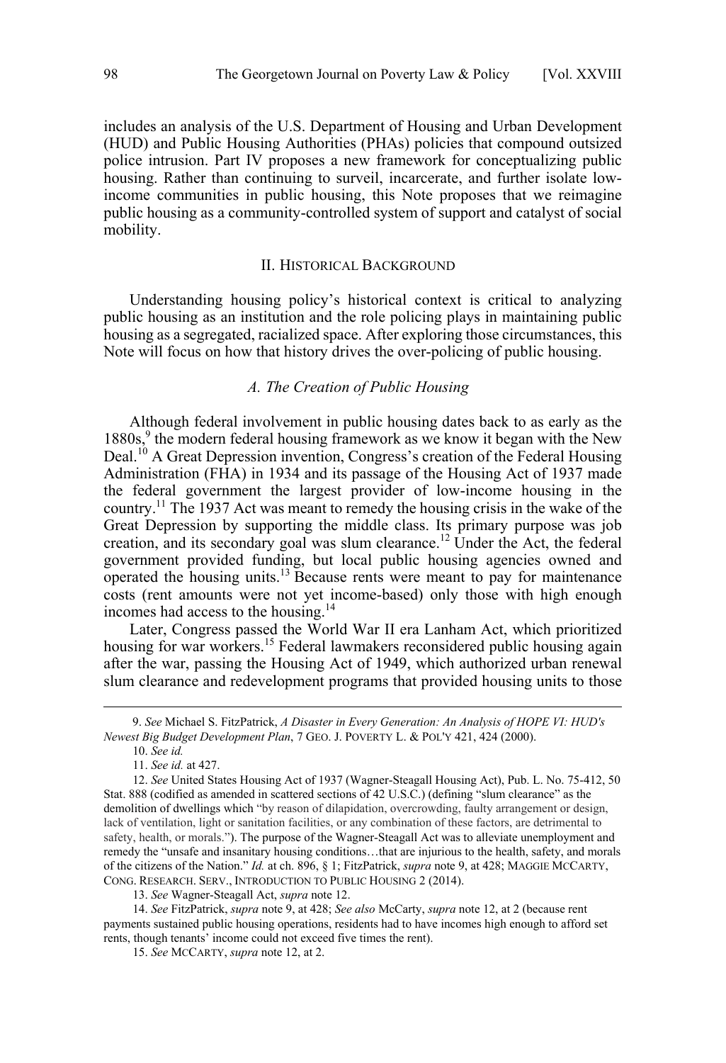includes an analysis of the U.S. Department of Housing and Urban Development (HUD) and Public Housing Authorities (PHAs) policies that compound outsized police intrusion. Part IV proposes a new framework for conceptualizing public housing. Rather than continuing to surveil, incarcerate, and further isolate low-income communities in public housing, this Note proposes that we reimagine public housing as a community-controlled system of support and catalyst of social mobility.

## II. Historical Background

Understanding housing policy's historical context is critical to analyzing public housing as an institution and the role policing plays in maintaining public housing as a segregated, racialized space. After exploring those circumstances, this Note will focus on how that history drives the over-policing of public housing.

### *A. The Creation of Public Housing*

Although federal involvement in public housing dates back to as early as the 1880s,[9] the modern federal housing framework as we know it began with the New Deal.[10] A Great Depression invention, Congress's creation of the Federal Housing Administration (FHA) in 1934 and its passage of the Housing Act of 1937 made the federal government the largest provider of low-income housing in the country.[11] The 1937 Act was meant to remedy the housing crisis in the wake of the Great Depression by supporting the middle class. Its primary purpose was job creation, and its secondary goal was slum clearance.[12] Under the Act, the federal government provided funding, but local public housing agencies owned and operated the housing units.[13] Because rents were meant to pay for maintenance costs (rent amounts were not yet income-based) only those with high enough incomes had access to the housing.[14]

Later, Congress passed the World War II era Lanham Act, which prioritized housing for war workers.[15] Federal lawmakers reconsidered public housing again after the war, passing the Housing Act of 1949, which authorized urban renewal slum clearance and redevelopment programs that provided housing units to those

---

9. *See* Michael S. FitzPatrick, *A Disaster in Every Generation: An Analysis of HOPE VI: HUD's Newest Big Budget Development Plan*, 7 GEO. J. POVERTY L. & POL'Y 421, 424 (2000).

10. *See id.*

11. *See id.* at 427.

12. *See* United States Housing Act of 1937 (Wagner-Steagall Housing Act), Pub. L. No. 75-412, 50 Stat. 888 (codified as amended in scattered sections of 42 U.S.C.) (defining "slum clearance" as the demolition of dwellings which "by reason of dilapidation, overcrowding, faulty arrangement or design, lack of ventilation, light or sanitation facilities, or any combination of these factors, are detrimental to safety, health, or morals."). The purpose of the Wagner-Steagall Act was to alleviate unemployment and remedy the "unsafe and insanitary housing conditions…that are injurious to the health, safety, and morals of the citizens of the Nation." *Id.* at ch. 896, § 1; FitzPatrick, *supra* note 9, at 428; MAGGIE MCCARTY, CONG. RESEARCH. SERV., INTRODUCTION TO PUBLIC HOUSING 2 (2014).

13. *See* Wagner-Steagall Act, *supra* note 12.

14. *See* FitzPatrick, *supra* note 9, at 428; *See also* McCarty, *supra* note 12, at 2 (because rent payments sustained public housing operations, residents had to have incomes high enough to afford set rents, though tenants' income could not exceed five times the rent).

15. *See* MCCARTY, *supra* note 12, at 2.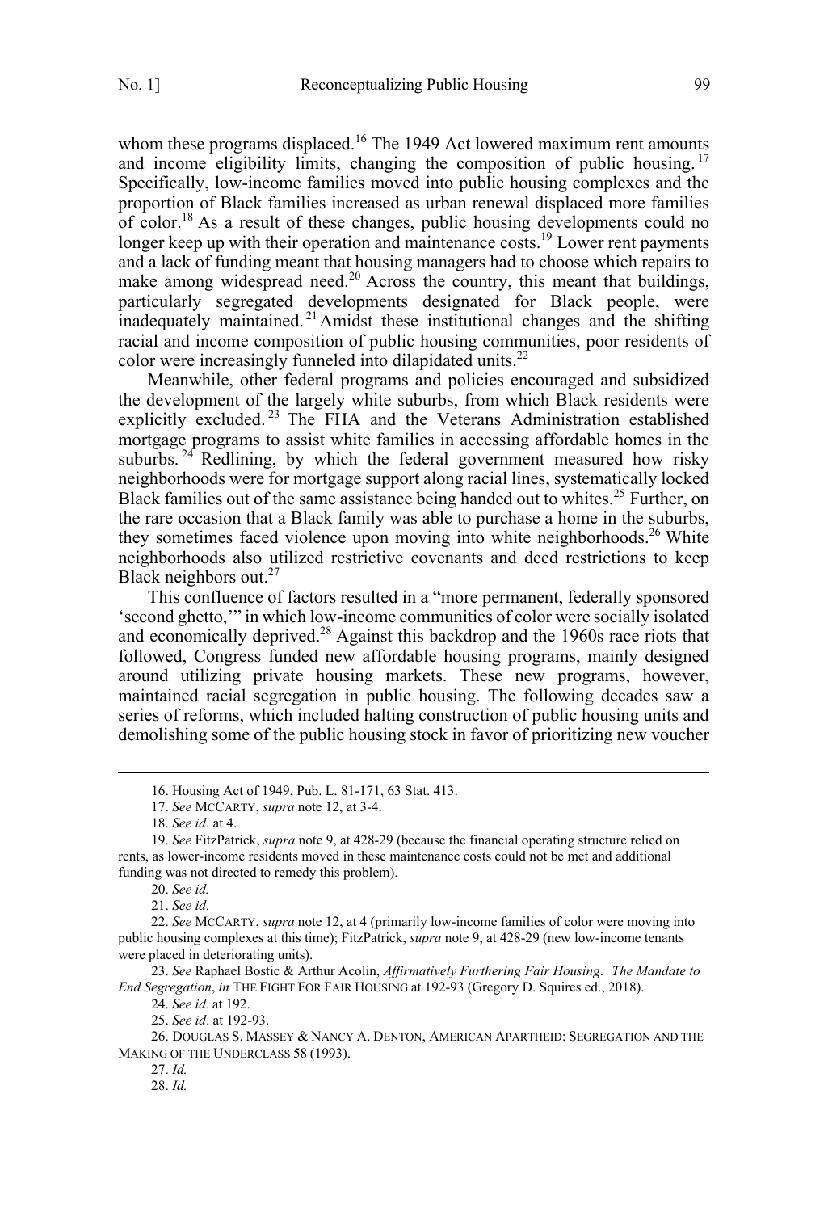whom these programs displaced.[16] The 1949 Act lowered maximum rent amounts and income eligibility limits, changing the composition of public housing.[17] Specifically, low-income families moved into public housing complexes and the proportion of Black families increased as urban renewal displaced more families of color.[18] As a result of these changes, public housing developments could no longer keep up with their operation and maintenance costs.[19] Lower rent payments and a lack of funding meant that housing managers had to choose which repairs to make among widespread need.[20] Across the country, this meant that buildings, particularly segregated developments designated for Black people, were inadequately maintained.[21] Amidst these institutional changes and the shifting racial and income composition of public housing communities, poor residents of color were increasingly funneled into dilapidated units.[22]

Meanwhile, other federal programs and policies encouraged and subsidized the development of the largely white suburbs, from which Black residents were explicitly excluded.[23] The FHA and the Veterans Administration established mortgage programs to assist white families in accessing affordable homes in the suburbs.[24] Redlining, by which the federal government measured how risky neighborhoods were for mortgage support along racial lines, systematically locked Black families out of the same assistance being handed out to whites.[25] Further, on the rare occasion that a Black family was able to purchase a home in the suburbs, they sometimes faced violence upon moving into white neighborhoods.[26] White neighborhoods also utilized restrictive covenants and deed restrictions to keep Black neighbors out.[27]

This confluence of factors resulted in a "more permanent, federally sponsored 'second ghetto,'" in which low-income communities of color were socially isolated and economically deprived.[28] Against this backdrop and the 1960s race riots that followed, Congress funded new affordable housing programs, mainly designed around utilizing private housing markets. These new programs, however, maintained racial segregation in public housing. The following decades saw a series of reforms, which included halting construction of public housing units and demolishing some of the public housing stock in favor of prioritizing new voucher

---

16. Housing Act of 1949, Pub. L. 81-171, 63 Stat. 413.

17. *See* McCarty, *supra* note 12, at 3-4.

18. *See id*. at 4.

19. *See* FitzPatrick, *supra* note 9, at 428-29 (because the financial operating structure relied on rents, as lower-income residents moved in these maintenance costs could not be met and additional funding was not directed to remedy this problem).

20. *See id.*

21. *See id*.

22. *See* McCarty, *supra* note 12, at 4 (primarily low-income families of color were moving into public housing complexes at this time); FitzPatrick, *supra* note 9, at 428-29 (new low-income tenants were placed in deteriorating units).

23. *See* Raphael Bostic & Arthur Acolin, *Affirmatively Furthering Fair Housing: The Mandate to End Segregation*, *in* The Fight For Fair Housing at 192-93 (Gregory D. Squires ed., 2018).

24. *See id*. at 192.

25. *See id*. at 192-93.

26. Douglas S. Massey & Nancy A. Denton, American Apartheid: Segregation and the Making of the Underclass 58 (1993).

27. *Id.*

28. *Id.*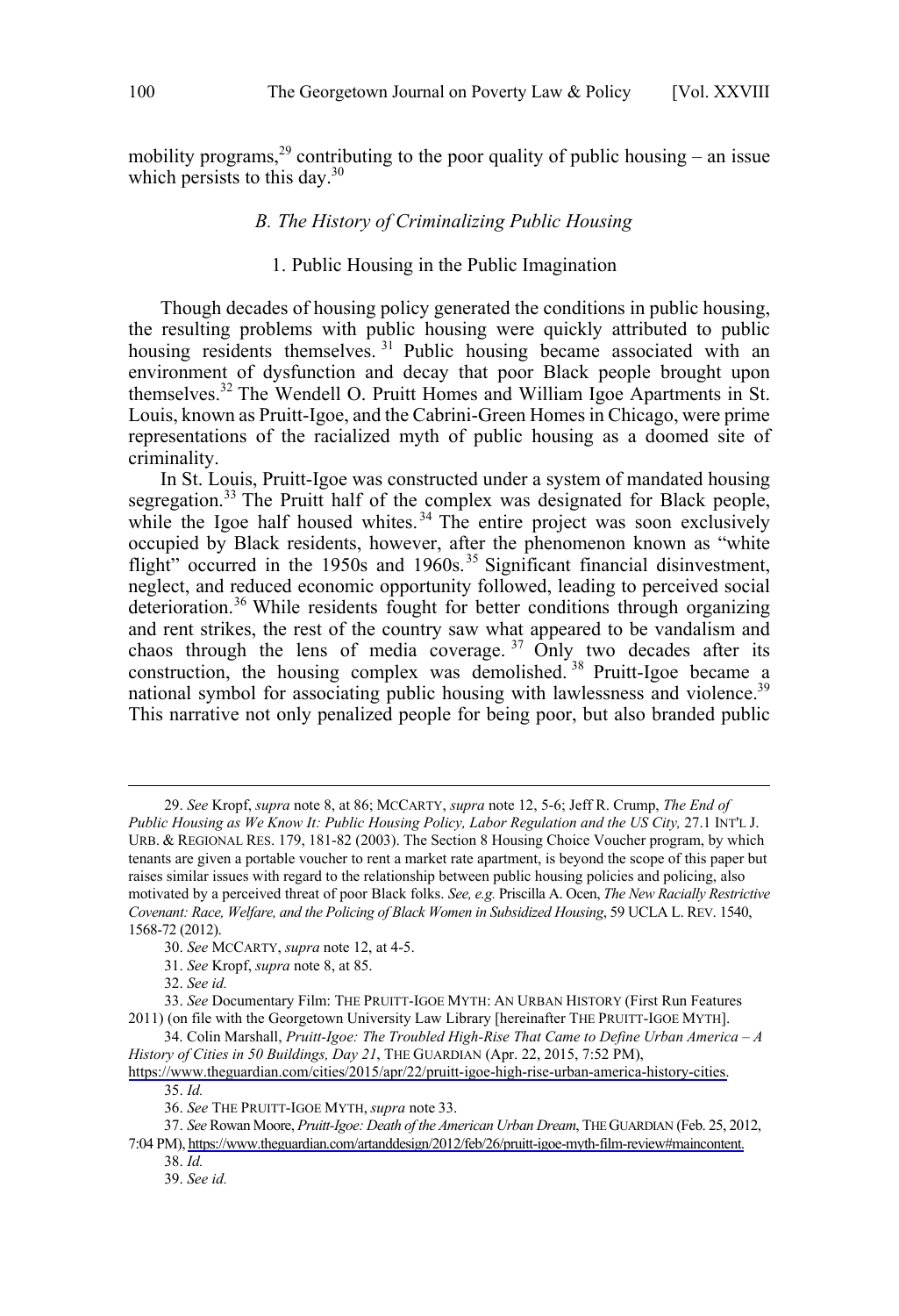mobility programs,[29] contributing to the poor quality of public housing – an issue which persists to this day.[30]

### *B. The History of Criminalizing Public Housing*

#### 1. Public Housing in the Public Imagination

Though decades of housing policy generated the conditions in public housing, the resulting problems with public housing were quickly attributed to public housing residents themselves.[31] Public housing became associated with an environment of dysfunction and decay that poor Black people brought upon themselves.[32] The Wendell O. Pruitt Homes and William Igoe Apartments in St. Louis, known as Pruitt-Igoe, and the Cabrini-Green Homes in Chicago, were prime representations of the racialized myth of public housing as a doomed site of criminality.

In St. Louis, Pruitt-Igoe was constructed under a system of mandated housing segregation.[33] The Pruitt half of the complex was designated for Black people, while the Igoe half housed whites.[34] The entire project was soon exclusively occupied by Black residents, however, after the phenomenon known as "white flight" occurred in the 1950s and 1960s.[35] Significant financial disinvestment, neglect, and reduced economic opportunity followed, leading to perceived social deterioration.[36] While residents fought for better conditions through organizing and rent strikes, the rest of the country saw what appeared to be vandalism and chaos through the lens of media coverage.[37] Only two decades after its construction, the housing complex was demolished.[38] Pruitt-Igoe became a national symbol for associating public housing with lawlessness and violence.[39] This narrative not only penalized people for being poor, but also branded public

---

29. *See* Kropf, *supra* note 8, at 86; MCCARTY, *supra* note 12, 5-6; Jeff R. Crump, *The End of Public Housing as We Know It: Public Housing Policy, Labor Regulation and the US City,* 27.1 INT'L J. URB. & REGIONAL RES. 179, 181-82 (2003). The Section 8 Housing Choice Voucher program, by which tenants are given a portable voucher to rent a market rate apartment, is beyond the scope of this paper but raises similar issues with regard to the relationship between public housing policies and policing, also motivated by a perceived threat of poor Black folks. *See, e.g.* Priscilla A. Ocen, *The New Racially Restrictive Covenant: Race, Welfare, and the Policing of Black Women in Subsidized Housing*, 59 UCLA L. REV. 1540, 1568-72 (2012).

30. *See* MCCARTY, *supra* note 12, at 4-5.

31. *See* Kropf, *supra* note 8, at 85.

32. *See id.*

33. *See* Documentary Film: THE PRUITT-IGOE MYTH: AN URBAN HISTORY (First Run Features 2011) (on file with the Georgetown University Law Library [hereinafter THE PRUITT-IGOE MYTH].

34. Colin Marshall, *Pruitt-Igoe: The Troubled High-Rise That Came to Define Urban America – A History of Cities in 50 Buildings, Day 21*, THE GUARDIAN (Apr. 22, 2015, 7:52 PM), https://www.theguardian.com/cities/2015/apr/22/pruitt-igoe-high-rise-urban-america-history-cities.

35. *Id.*

36. *See* THE PRUITT-IGOE MYTH, *supra* note 33.

37. *See* Rowan Moore, *Pruitt-Igoe: Death of the American Urban Dream*, THE GUARDIAN (Feb. 25, 2012, 7:04 PM), https://www.theguardian.com/artanddesign/2012/feb/26/pruitt-igoe-myth-film-review#maincontent.

38. *Id.*

39. *See id.*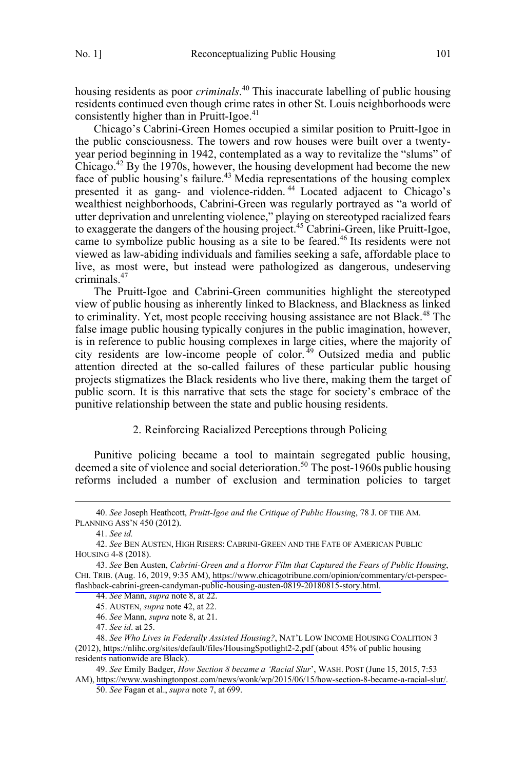housing residents as poor *criminals*.[40] This inaccurate labelling of public housing residents continued even though crime rates in other St. Louis neighborhoods were consistently higher than in Pruitt-Igoe.[41]

Chicago's Cabrini-Green Homes occupied a similar position to Pruitt-Igoe in the public consciousness. The towers and row houses were built over a twenty-year period beginning in 1942, contemplated as a way to revitalize the "slums" of Chicago.[42] By the 1970s, however, the housing development had become the new face of public housing's failure.[43] Media representations of the housing complex presented it as gang- and violence-ridden.[44] Located adjacent to Chicago's wealthiest neighborhoods, Cabrini-Green was regularly portrayed as "a world of utter deprivation and unrelenting violence," playing on stereotyped racialized fears to exaggerate the dangers of the housing project.[45] Cabrini-Green, like Pruitt-Igoe, came to symbolize public housing as a site to be feared.[46] Its residents were not viewed as law-abiding individuals and families seeking a safe, affordable place to live, as most were, but instead were pathologized as dangerous, undeserving criminals.[47]

The Pruitt-Igoe and Cabrini-Green communities highlight the stereotyped view of public housing as inherently linked to Blackness, and Blackness as linked to criminality. Yet, most people receiving housing assistance are not Black.[48] The false image public housing typically conjures in the public imagination, however, is in reference to public housing complexes in large cities, where the majority of city residents are low-income people of color.[49] Outsized media and public attention directed at the so-called failures of these particular public housing projects stigmatizes the Black residents who live there, making them the target of public scorn. It is this narrative that sets the stage for society's embrace of the punitive relationship between the state and public housing residents.

### 2. Reinforcing Racialized Perceptions through Policing

Punitive policing became a tool to maintain segregated public housing, deemed a site of violence and social deterioration.[50] The post-1960s public housing reforms included a number of exclusion and termination policies to target

---

40. *See* Joseph Heathcott, *Pruitt-Igoe and the Critique of Public Housing*, 78 J. OF THE AM. PLANNING ASS'N 450 (2012).

41. *See id.*

42. *See* BEN AUSTEN, HIGH RISERS: CABRINI-GREEN AND THE FATE OF AMERICAN PUBLIC HOUSING 4-8 (2018).

43. *See* Ben Austen, *Cabrini-Green and a Horror Film that Captured the Fears of Public Housing*, CHI. TRIB. (Aug. 16, 2019, 9:35 AM), https://www.chicagotribune.com/opinion/commentary/ct-perspec-flashback-cabrini-green-candyman-public-housing-austen-0819-20180815-story.html.

44. *See* Mann, *supra* note 8, at 22.

45. AUSTEN, *supra* note 42, at 22.

46. *See* Mann, *supra* note 8, at 21.

47. *See id*. at 25.

48. *See Who Lives in Federally Assisted Housing?*, NAT'L LOW INCOME HOUSING COALITION 3 (2012), https://nlihc.org/sites/default/files/HousingSpotlight2-2.pdf (about 45% of public housing residents nationwide are Black).

49. *See* Emily Badger, *How Section 8 became a 'Racial Slur*', WASH. POST (June 15, 2015, 7:53 AM), https://www.washingtonpost.com/news/wonk/wp/2015/06/15/how-section-8-became-a-racial-slur/.

50. *See* Fagan et al., *supra* note 7, at 699.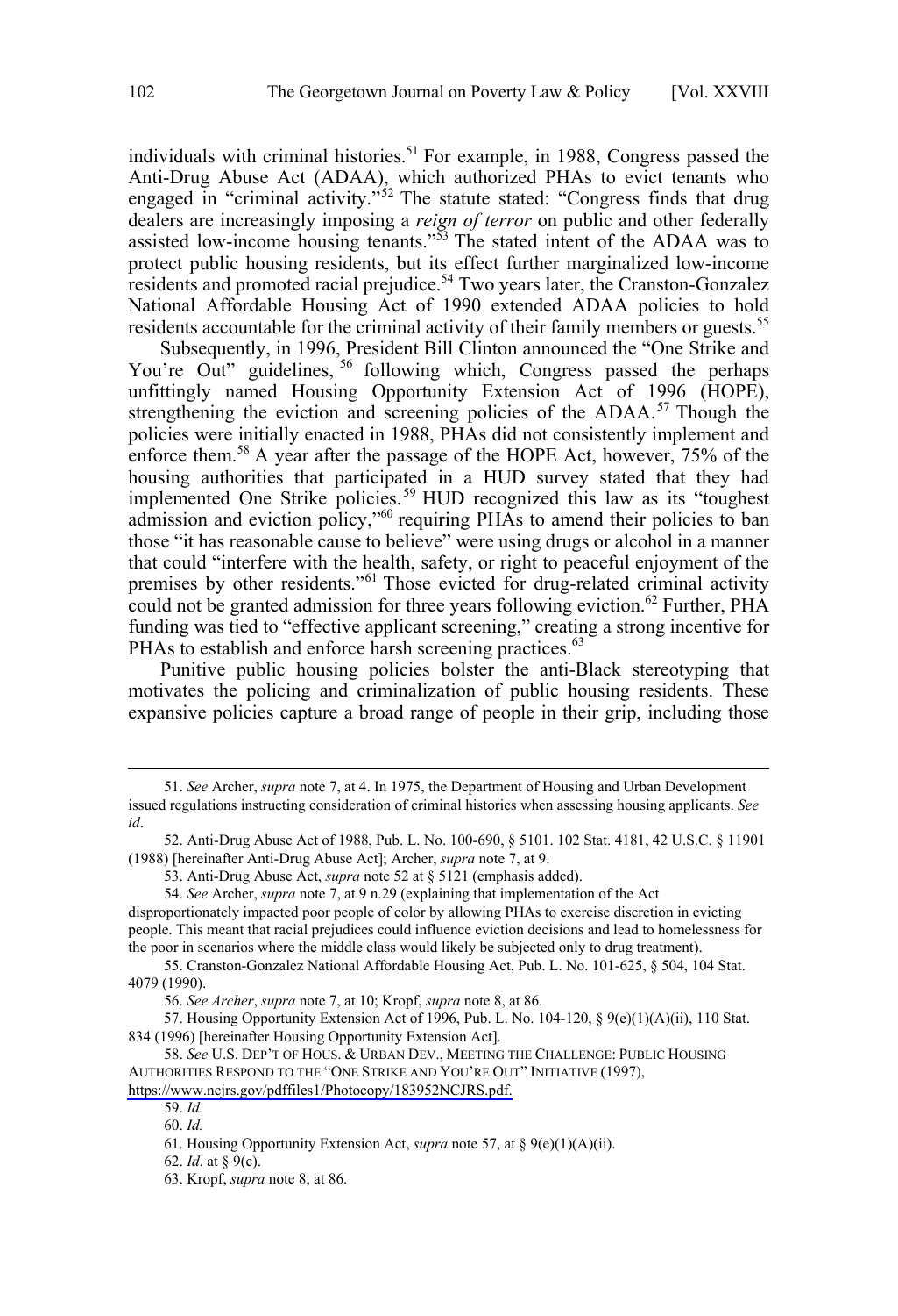individuals with criminal histories.[51] For example, in 1988, Congress passed the Anti-Drug Abuse Act (ADAA), which authorized PHAs to evict tenants who engaged in "criminal activity."[52] The statute stated: "Congress finds that drug dealers are increasingly imposing a *reign of terror* on public and other federally assisted low-income housing tenants."[53] The stated intent of the ADAA was to protect public housing residents, but its effect further marginalized low-income residents and promoted racial prejudice.[54] Two years later, the Cranston-Gonzalez National Affordable Housing Act of 1990 extended ADAA policies to hold residents accountable for the criminal activity of their family members or guests.[55]

Subsequently, in 1996, President Bill Clinton announced the "One Strike and You're Out" guidelines,[56] following which, Congress passed the perhaps unfittingly named Housing Opportunity Extension Act of 1996 (HOPE), strengthening the eviction and screening policies of the ADAA.[57] Though the policies were initially enacted in 1988, PHAs did not consistently implement and enforce them.[58] A year after the passage of the HOPE Act, however, 75% of the housing authorities that participated in a HUD survey stated that they had implemented One Strike policies.[59] HUD recognized this law as its "toughest admission and eviction policy,"[60] requiring PHAs to amend their policies to ban those "it has reasonable cause to believe" were using drugs or alcohol in a manner that could "interfere with the health, safety, or right to peaceful enjoyment of the premises by other residents."[61] Those evicted for drug-related criminal activity could not be granted admission for three years following eviction.[62] Further, PHA funding was tied to "effective applicant screening," creating a strong incentive for PHAs to establish and enforce harsh screening practices.[63]

Punitive public housing policies bolster the anti-Black stereotyping that motivates the policing and criminalization of public housing residents. These expansive policies capture a broad range of people in their grip, including those

---

51. *See* Archer, *supra* note 7, at 4. In 1975, the Department of Housing and Urban Development issued regulations instructing consideration of criminal histories when assessing housing applicants. *See id*.

52. Anti-Drug Abuse Act of 1988, Pub. L. No. 100-690, § 5101. 102 Stat. 4181, 42 U.S.C. § 11901 (1988) [hereinafter Anti-Drug Abuse Act]; Archer, *supra* note 7, at 9.

53. Anti-Drug Abuse Act, *supra* note 52 at § 5121 (emphasis added).

54. *See* Archer, *supra* note 7, at 9 n.29 (explaining that implementation of the Act disproportionately impacted poor people of color by allowing PHAs to exercise discretion in evicting people. This meant that racial prejudices could influence eviction decisions and lead to homelessness for the poor in scenarios where the middle class would likely be subjected only to drug treatment).

55. Cranston-Gonzalez National Affordable Housing Act, Pub. L. No. 101-625, § 504, 104 Stat. 4079 (1990).

56. *See Archer*, *supra* note 7, at 10; Kropf, *supra* note 8, at 86.

57. Housing Opportunity Extension Act of 1996, Pub. L. No. 104-120, § 9(e)(1)(A)(ii), 110 Stat. 834 (1996) [hereinafter Housing Opportunity Extension Act].

58. *See* U.S. DEP'T OF HOUS. & URBAN DEV., MEETING THE CHALLENGE: PUBLIC HOUSING AUTHORITIES RESPOND TO THE "ONE STRIKE AND YOU'RE OUT" INITIATIVE (1997), https://www.ncjrs.gov/pdffiles1/Photocopy/183952NCJRS.pdf.

59. *Id.*

60. *Id.*

61. Housing Opportunity Extension Act, *supra* note 57, at § 9(e)(1)(A)(ii).

62. *Id*. at § 9(c).

63. Kropf, *supra* note 8, at 86.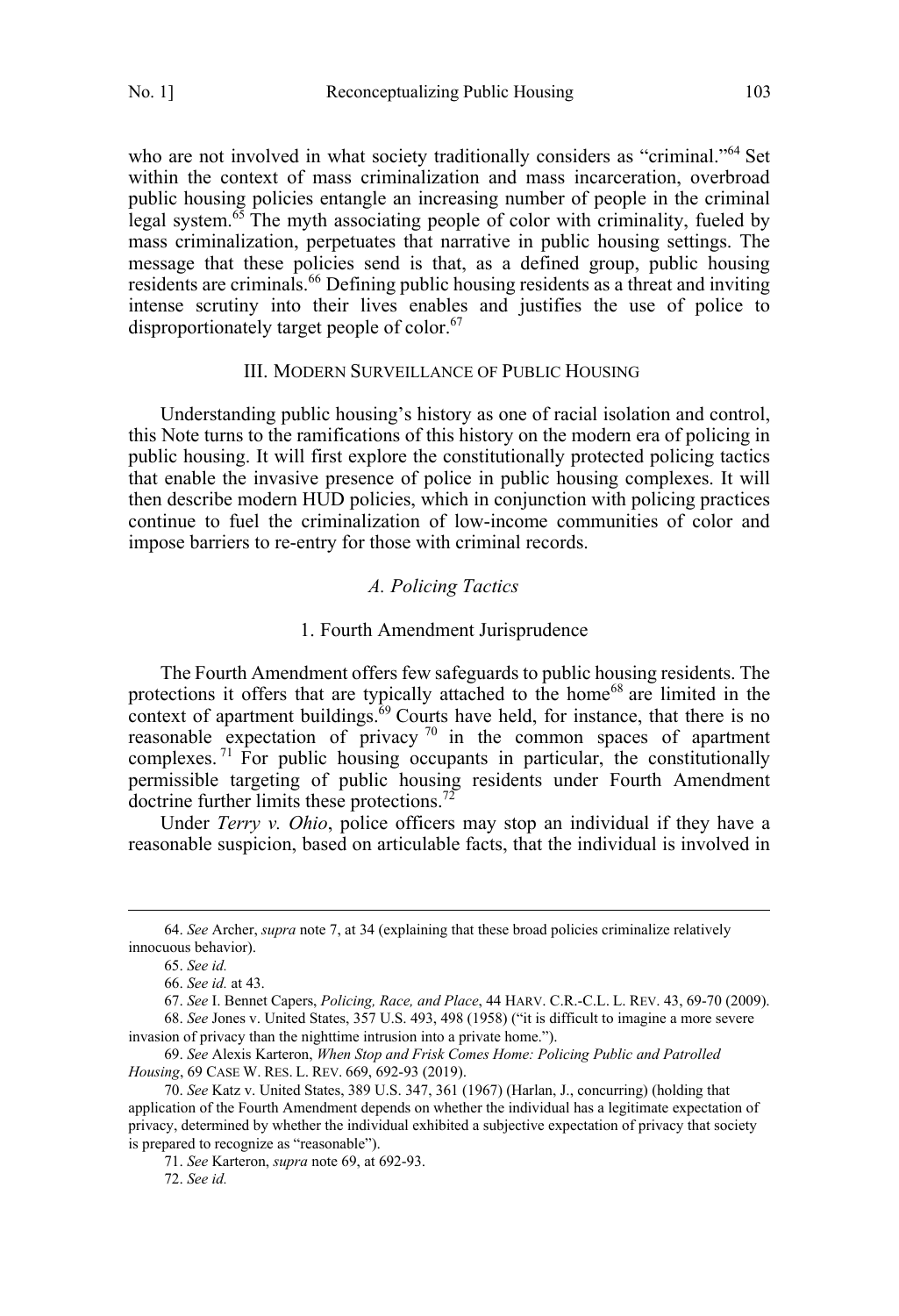who are not involved in what society traditionally considers as "criminal."[64] Set within the context of mass criminalization and mass incarceration, overbroad public housing policies entangle an increasing number of people in the criminal legal system.[65] The myth associating people of color with criminality, fueled by mass criminalization, perpetuates that narrative in public housing settings. The message that these policies send is that, as a defined group, public housing residents are criminals.[66] Defining public housing residents as a threat and inviting intense scrutiny into their lives enables and justifies the use of police to disproportionately target people of color.[67]

## III. MODERN SURVEILLANCE OF PUBLIC HOUSING

Understanding public housing's history as one of racial isolation and control, this Note turns to the ramifications of this history on the modern era of policing in public housing. It will first explore the constitutionally protected policing tactics that enable the invasive presence of police in public housing complexes. It will then describe modern HUD policies, which in conjunction with policing practices continue to fuel the criminalization of low-income communities of color and impose barriers to re-entry for those with criminal records.

### *A. Policing Tactics*

#### 1. Fourth Amendment Jurisprudence

The Fourth Amendment offers few safeguards to public housing residents. The protections it offers that are typically attached to the home[68] are limited in the context of apartment buildings.[69] Courts have held, for instance, that there is no reasonable expectation of privacy[70] in the common spaces of apartment complexes.[71] For public housing occupants in particular, the constitutionally permissible targeting of public housing residents under Fourth Amendment doctrine further limits these protections.[72]

Under *Terry v. Ohio*, police officers may stop an individual if they have a reasonable suspicion, based on articulable facts, that the individual is involved in

---

64. *See* Archer, *supra* note 7, at 34 (explaining that these broad policies criminalize relatively innocuous behavior).

65. *See id.*

66. *See id.* at 43.

67. *See* I. Bennet Capers, *Policing, Race, and Place*, 44 HARV. C.R.-C.L. L. REV. 43, 69-70 (2009).

68. *See* Jones v. United States, 357 U.S. 493, 498 (1958) ("it is difficult to imagine a more severe invasion of privacy than the nighttime intrusion into a private home.").

69. *See* Alexis Karteron, *When Stop and Frisk Comes Home: Policing Public and Patrolled Housing*, 69 CASE W. RES. L. REV. 669, 692-93 (2019).

70. *See* Katz v. United States, 389 U.S. 347, 361 (1967) (Harlan, J., concurring) (holding that application of the Fourth Amendment depends on whether the individual has a legitimate expectation of privacy, determined by whether the individual exhibited a subjective expectation of privacy that society is prepared to recognize as "reasonable").

71. *See* Karteron, *supra* note 69, at 692-93.

72. *See id.*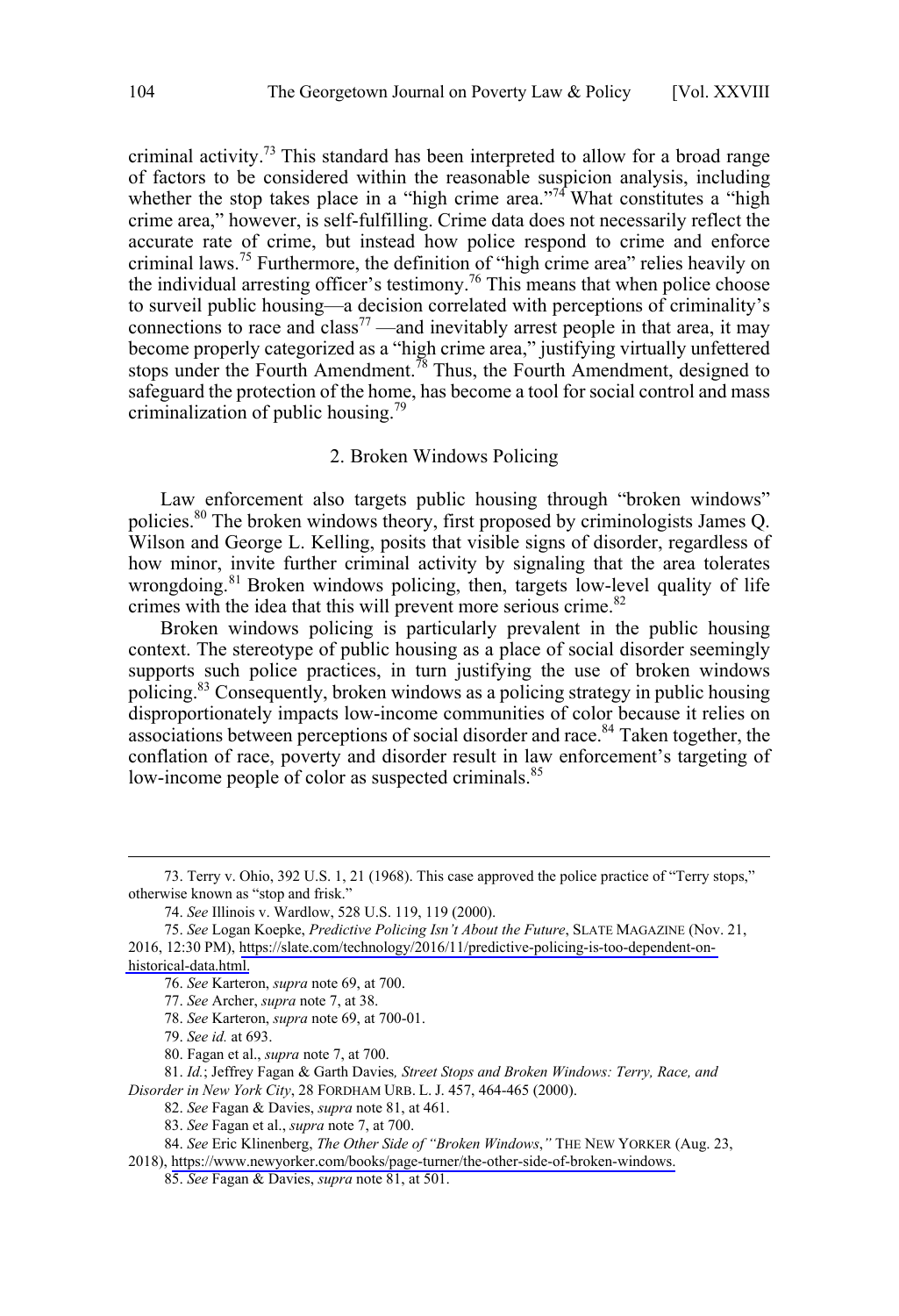criminal activity.[73] This standard has been interpreted to allow for a broad range of factors to be considered within the reasonable suspicion analysis, including whether the stop takes place in a "high crime area."[74] What constitutes a "high crime area," however, is self-fulfilling. Crime data does not necessarily reflect the accurate rate of crime, but instead how police respond to crime and enforce criminal laws.[75] Furthermore, the definition of "high crime area" relies heavily on the individual arresting officer's testimony.[76] This means that when police choose to surveil public housing—a decision correlated with perceptions of criminality's connections to race and class[77] —and inevitably arrest people in that area, it may become properly categorized as a "high crime area," justifying virtually unfettered stops under the Fourth Amendment.[78] Thus, the Fourth Amendment, designed to safeguard the protection of the home, has become a tool for social control and mass criminalization of public housing.[79]

### 2. Broken Windows Policing

Law enforcement also targets public housing through "broken windows" policies.[80] The broken windows theory, first proposed by criminologists James Q. Wilson and George L. Kelling, posits that visible signs of disorder, regardless of how minor, invite further criminal activity by signaling that the area tolerates wrongdoing.[81] Broken windows policing, then, targets low-level quality of life crimes with the idea that this will prevent more serious crime.[82]

Broken windows policing is particularly prevalent in the public housing context. The stereotype of public housing as a place of social disorder seemingly supports such police practices, in turn justifying the use of broken windows policing.[83] Consequently, broken windows as a policing strategy in public housing disproportionately impacts low-income communities of color because it relies on associations between perceptions of social disorder and race.[84] Taken together, the conflation of race, poverty and disorder result in law enforcement's targeting of low-income people of color as suspected criminals.[85]

---

73. Terry v. Ohio, 392 U.S. 1, 21 (1968). This case approved the police practice of "Terry stops," otherwise known as "stop and frisk."

74. *See* Illinois v. Wardlow, 528 U.S. 119, 119 (2000).

75. *See* Logan Koepke, *Predictive Policing Isn't About the Future*, SLATE MAGAZINE (Nov. 21, 2016, 12:30 PM), https://slate.com/technology/2016/11/predictive-policing-is-too-dependent-on-historical-data.html.

76. *See* Karteron, *supra* note 69, at 700.

77. *See* Archer, *supra* note 7, at 38.

78. *See* Karteron, *supra* note 69, at 700-01.

79. *See id.* at 693.

80. Fagan et al., *supra* note 7, at 700.

81. *Id.*; Jeffrey Fagan & Garth Davies*, Street Stops and Broken Windows: Terry, Race, and Disorder in New York City*, 28 FORDHAM URB. L. J. 457, 464-465 (2000).

82. *See* Fagan & Davies, *supra* note 81, at 461.

83. *See* Fagan et al., *supra* note 7, at 700.

84. *See* Eric Klinenberg, *The Other Side of "Broken Windows*,*"* THE NEW YORKER (Aug. 23, 2018), https://www.newyorker.com/books/page-turner/the-other-side-of-broken-windows.

85. *See* Fagan & Davies, *supra* note 81, at 501.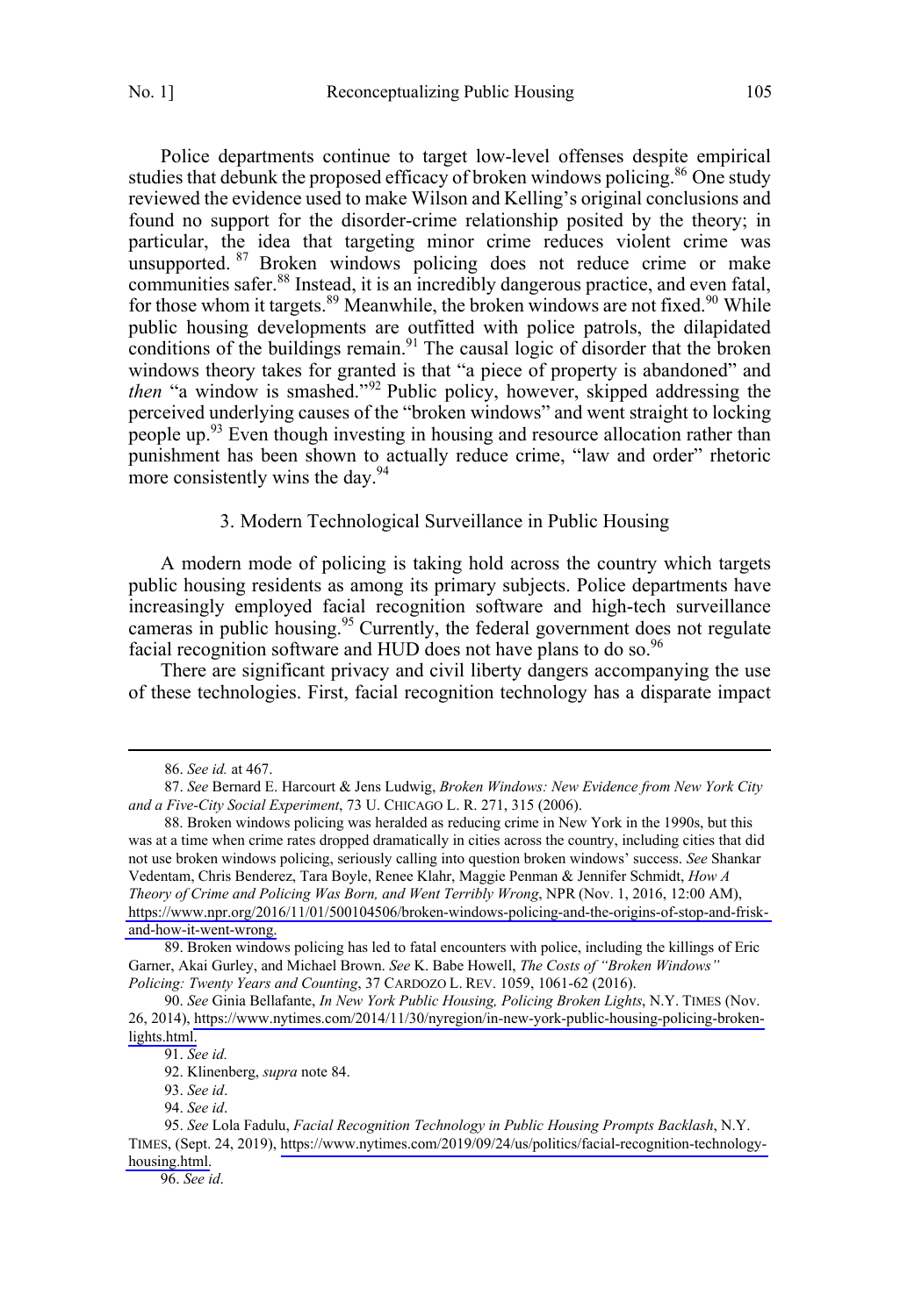Police departments continue to target low-level offenses despite empirical studies that debunk the proposed efficacy of broken windows policing.[86] One study reviewed the evidence used to make Wilson and Kelling's original conclusions and found no support for the disorder-crime relationship posited by the theory; in particular, the idea that targeting minor crime reduces violent crime was unsupported.[87] Broken windows policing does not reduce crime or make communities safer.[88] Instead, it is an incredibly dangerous practice, and even fatal, for those whom it targets.[89] Meanwhile, the broken windows are not fixed.[90] While public housing developments are outfitted with police patrols, the dilapidated conditions of the buildings remain.[91] The causal logic of disorder that the broken windows theory takes for granted is that "a piece of property is abandoned" and *then* "a window is smashed."[92] Public policy, however, skipped addressing the perceived underlying causes of the "broken windows" and went straight to locking people up.[93] Even though investing in housing and resource allocation rather than punishment has been shown to actually reduce crime, "law and order" rhetoric more consistently wins the day.[94]

### 3. Modern Technological Surveillance in Public Housing

A modern mode of policing is taking hold across the country which targets public housing residents as among its primary subjects. Police departments have increasingly employed facial recognition software and high-tech surveillance cameras in public housing.[95] Currently, the federal government does not regulate facial recognition software and HUD does not have plans to do so.[96]

There are significant privacy and civil liberty dangers accompanying the use of these technologies. First, facial recognition technology has a disparate impact

---

86. *See id.* at 467.

87. *See* Bernard E. Harcourt & Jens Ludwig, *Broken Windows: New Evidence from New York City and a Five-City Social Experiment*, 73 U. CHICAGO L. R. 271, 315 (2006).

88. Broken windows policing was heralded as reducing crime in New York in the 1990s, but this was at a time when crime rates dropped dramatically in cities across the country, including cities that did not use broken windows policing, seriously calling into question broken windows' success. *See* Shankar Vedentam, Chris Benderez, Tara Boyle, Renee Klahr, Maggie Penman & Jennifer Schmidt, *How A Theory of Crime and Policing Was Born, and Went Terribly Wrong*, NPR (Nov. 1, 2016, 12:00 AM), https://www.npr.org/2016/11/01/500104506/broken-windows-policing-and-the-origins-of-stop-and-frisk-and-how-it-went-wrong.

89. Broken windows policing has led to fatal encounters with police, including the killings of Eric Garner, Akai Gurley, and Michael Brown. *See* K. Babe Howell, *The Costs of "Broken Windows" Policing: Twenty Years and Counting*, 37 CARDOZO L. REV. 1059, 1061-62 (2016).

90. *See* Ginia Bellafante, *In New York Public Housing, Policing Broken Lights*, N.Y. TIMES (Nov. 26, 2014), https://www.nytimes.com/2014/11/30/nyregion/in-new-york-public-housing-policing-broken-lights.html.

91. *See id.*

92. Klinenberg, *supra* note 84.

93. *See id*.

94. *See id*.

95. *See* Lola Fadulu, *Facial Recognition Technology in Public Housing Prompts Backlash*, N.Y. TIMES, (Sept. 24, 2019), https://www.nytimes.com/2019/09/24/us/politics/facial-recognition-technology-housing.html.

96. *See id*.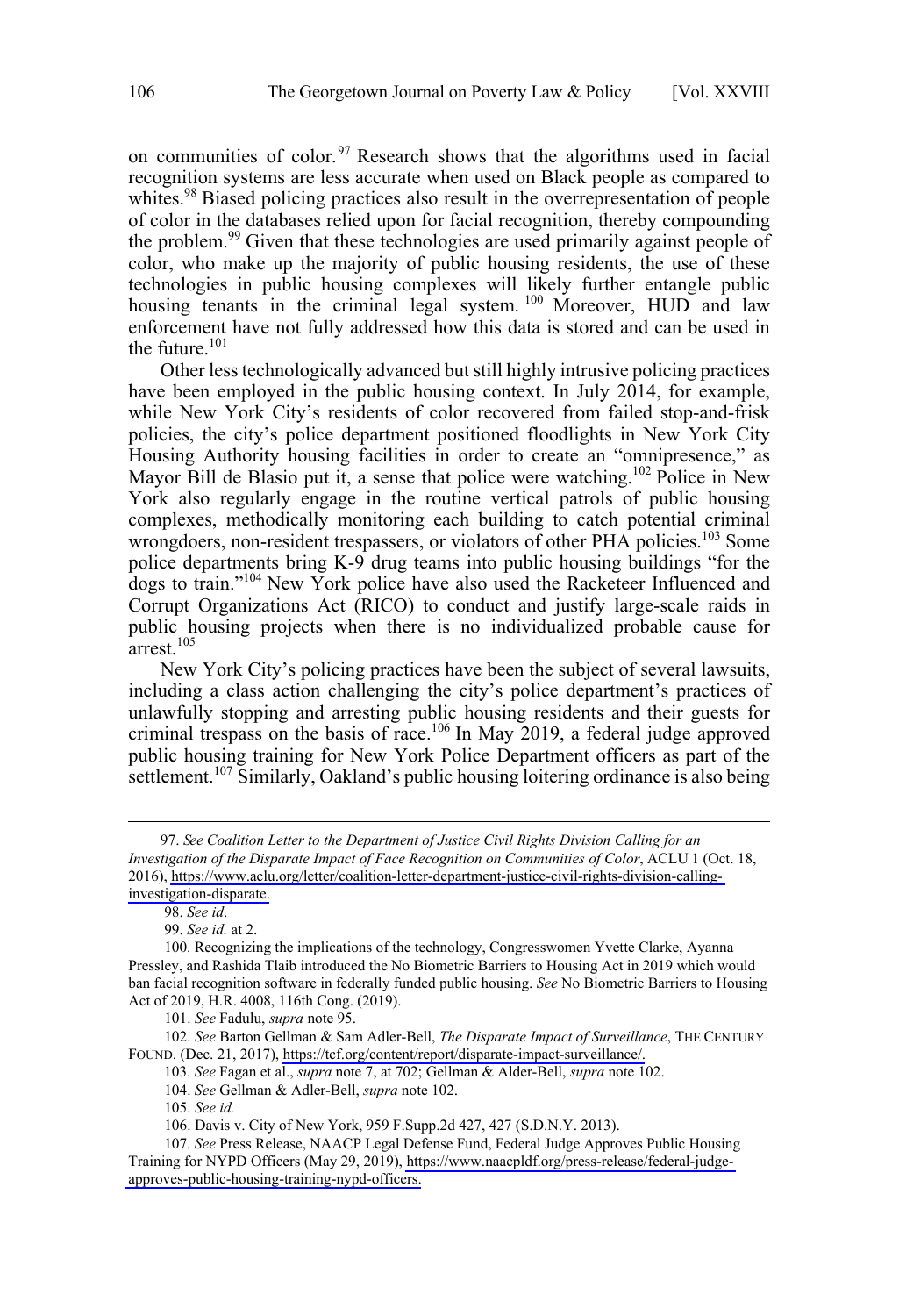on communities of color.[97] Research shows that the algorithms used in facial recognition systems are less accurate when used on Black people as compared to whites.[98] Biased policing practices also result in the overrepresentation of people of color in the databases relied upon for facial recognition, thereby compounding the problem.[99] Given that these technologies are used primarily against people of color, who make up the majority of public housing residents, the use of these technologies in public housing complexes will likely further entangle public housing tenants in the criminal legal system.[100] Moreover, HUD and law enforcement have not fully addressed how this data is stored and can be used in the future.[101]

Other less technologically advanced but still highly intrusive policing practices have been employed in the public housing context. In July 2014, for example, while New York City's residents of color recovered from failed stop-and-frisk policies, the city's police department positioned floodlights in New York City Housing Authority housing facilities in order to create an "omnipresence," as Mayor Bill de Blasio put it, a sense that police were watching.[102] Police in New York also regularly engage in the routine vertical patrols of public housing complexes, methodically monitoring each building to catch potential criminal wrongdoers, non-resident trespassers, or violators of other PHA policies.[103] Some police departments bring K-9 drug teams into public housing buildings "for the dogs to train."[104] New York police have also used the Racketeer Influenced and Corrupt Organizations Act (RICO) to conduct and justify large-scale raids in public housing projects when there is no individualized probable cause for arrest.[105]

New York City's policing practices have been the subject of several lawsuits, including a class action challenging the city's police department's practices of unlawfully stopping and arresting public housing residents and their guests for criminal trespass on the basis of race.[106] In May 2019, a federal judge approved public housing training for New York Police Department officers as part of the settlement.[107] Similarly, Oakland's public housing loitering ordinance is also being

---

97. *See Coalition Letter to the Department of Justice Civil Rights Division Calling for an Investigation of the Disparate Impact of Face Recognition on Communities of Color*, ACLU 1 (Oct. 18, 2016), https://www.aclu.org/letter/coalition-letter-department-justice-civil-rights-division-calling-investigation-disparate.

98. *See id*.

99. *See id.* at 2.

100. Recognizing the implications of the technology, Congresswomen Yvette Clarke, Ayanna Pressley, and Rashida Tlaib introduced the No Biometric Barriers to Housing Act in 2019 which would ban facial recognition software in federally funded public housing. *See* No Biometric Barriers to Housing Act of 2019, H.R. 4008, 116th Cong. (2019).

101. *See* Fadulu, *supra* note 95.

102. *See* Barton Gellman & Sam Adler-Bell, *The Disparate Impact of Surveillance*, THE CENTURY FOUND. (Dec. 21, 2017), https://tcf.org/content/report/disparate-impact-surveillance/.

103. *See* Fagan et al., *supra* note 7, at 702; Gellman & Alder-Bell, *supra* note 102.

104. *See* Gellman & Adler-Bell, *supra* note 102.

105. *See id.*

106. Davis v. City of New York, 959 F.Supp.2d 427, 427 (S.D.N.Y. 2013).

107. *See* Press Release, NAACP Legal Defense Fund, Federal Judge Approves Public Housing Training for NYPD Officers (May 29, 2019), https://www.naacpldf.org/press-release/federal-judge-approves-public-housing-training-nypd-officers.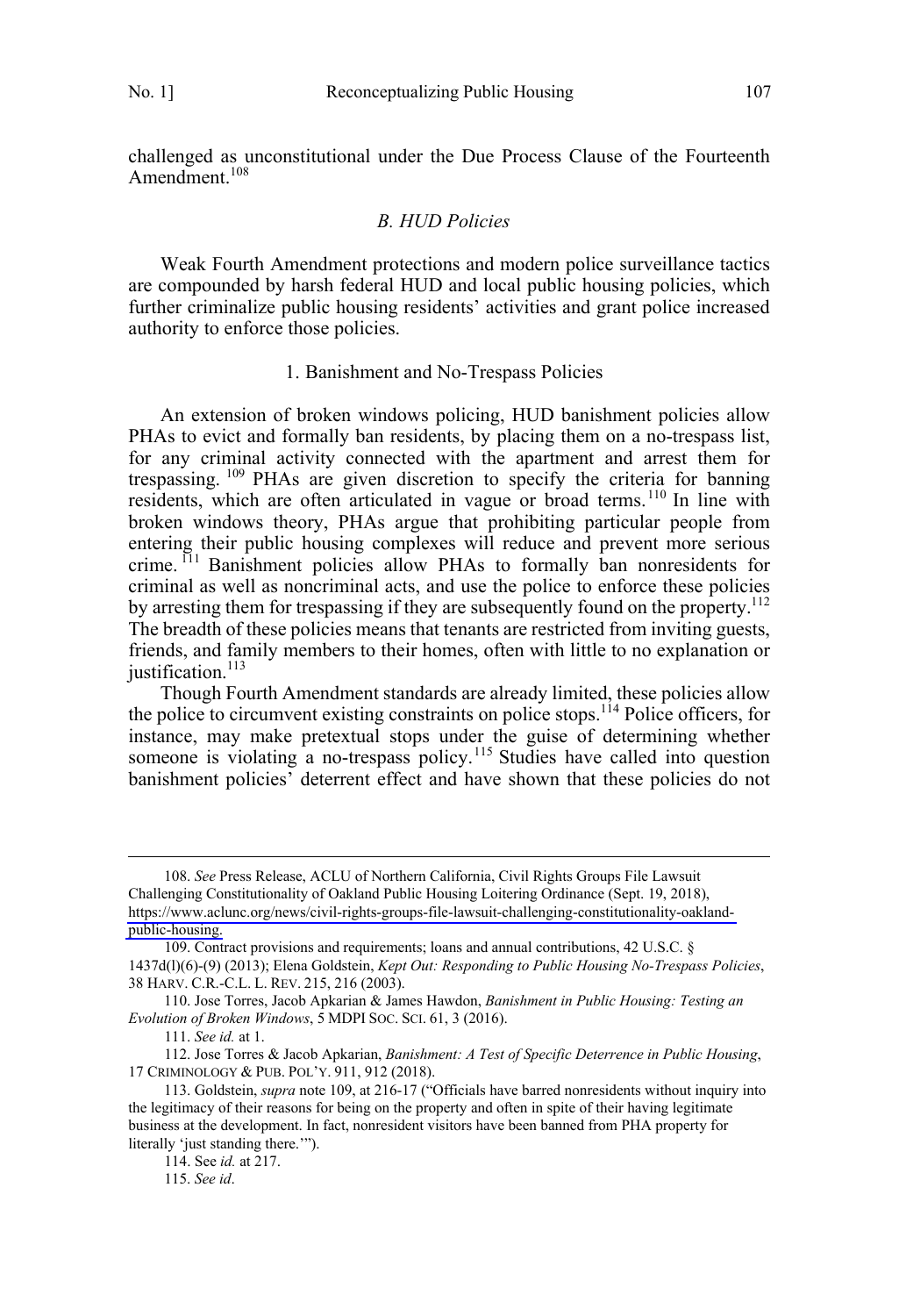challenged as unconstitutional under the Due Process Clause of the Fourteenth Amendment.[108]

### *B. HUD Policies*

Weak Fourth Amendment protections and modern police surveillance tactics are compounded by harsh federal HUD and local public housing policies, which further criminalize public housing residents' activities and grant police increased authority to enforce those policies.

#### 1. Banishment and No-Trespass Policies

An extension of broken windows policing, HUD banishment policies allow PHAs to evict and formally ban residents, by placing them on a no-trespass list, for any criminal activity connected with the apartment and arrest them for trespassing.[109] PHAs are given discretion to specify the criteria for banning residents, which are often articulated in vague or broad terms.[110] In line with broken windows theory, PHAs argue that prohibiting particular people from entering their public housing complexes will reduce and prevent more serious crime.[111] Banishment policies allow PHAs to formally ban nonresidents for criminal as well as noncriminal acts, and use the police to enforce these policies by arresting them for trespassing if they are subsequently found on the property.[112] The breadth of these policies means that tenants are restricted from inviting guests, friends, and family members to their homes, often with little to no explanation or justification.[113]

Though Fourth Amendment standards are already limited, these policies allow the police to circumvent existing constraints on police stops.[114] Police officers, for instance, may make pretextual stops under the guise of determining whether someone is violating a no-trespass policy.[115] Studies have called into question banishment policies' deterrent effect and have shown that these policies do not

---

108. *See* Press Release, ACLU of Northern California, Civil Rights Groups File Lawsuit Challenging Constitutionality of Oakland Public Housing Loitering Ordinance (Sept. 19, 2018), https://www.aclunc.org/news/civil-rights-groups-file-lawsuit-challenging-constitutionality-oakland-public-housing.

109. Contract provisions and requirements; loans and annual contributions, 42 U.S.C. § 1437d(l)(6)-(9) (2013); Elena Goldstein, *Kept Out: Responding to Public Housing No-Trespass Policies*, 38 HARV. C.R.-C.L. L. REV. 215, 216 (2003).

110. Jose Torres, Jacob Apkarian & James Hawdon, *Banishment in Public Housing: Testing an Evolution of Broken Windows*, 5 MDPI SOC. SCI. 61, 3 (2016).

111. *See id.* at 1.

112. Jose Torres & Jacob Apkarian, *Banishment: A Test of Specific Deterrence in Public Housing*, 17 CRIMINOLOGY & PUB. POL'Y. 911, 912 (2018).

113. Goldstein, *supra* note 109, at 216-17 ("Officials have barred nonresidents without inquiry into the legitimacy of their reasons for being on the property and often in spite of their having legitimate business at the development. In fact, nonresident visitors have been banned from PHA property for literally 'just standing there.'").

114. See *id.* at 217.

115. *See id*.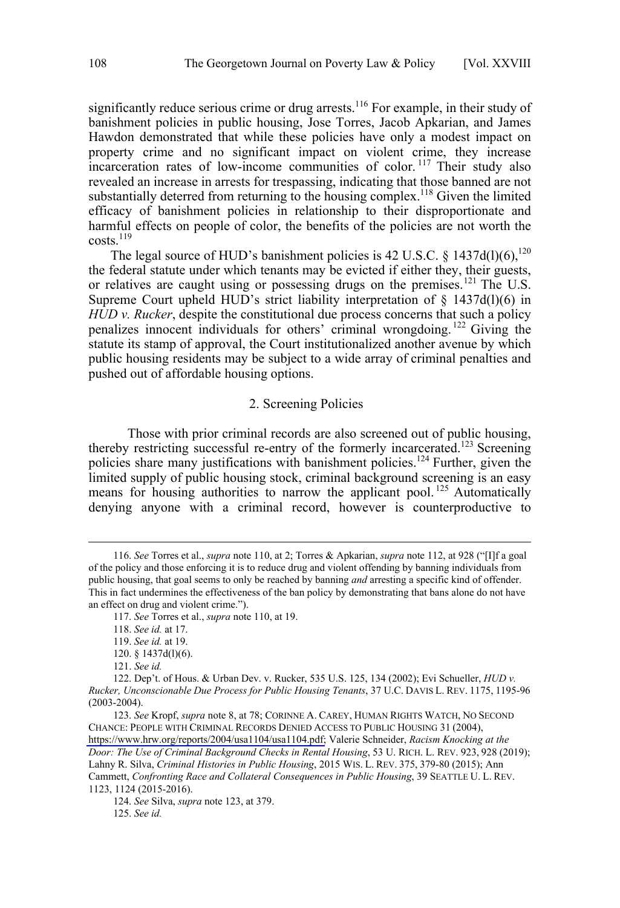significantly reduce serious crime or drug arrests.[116] For example, in their study of banishment policies in public housing, Jose Torres, Jacob Apkarian, and James Hawdon demonstrated that while these policies have only a modest impact on property crime and no significant impact on violent crime, they increase incarceration rates of low-income communities of color.[117] Their study also revealed an increase in arrests for trespassing, indicating that those banned are not substantially deterred from returning to the housing complex.[118] Given the limited efficacy of banishment policies in relationship to their disproportionate and harmful effects on people of color, the benefits of the policies are not worth the costs.[119]

The legal source of HUD's banishment policies is 42 U.S.C. § 1437d(l)(6),[120] the federal statute under which tenants may be evicted if either they, their guests, or relatives are caught using or possessing drugs on the premises.[121] The U.S. Supreme Court upheld HUD's strict liability interpretation of § 1437d(l)(6) in *HUD v. Rucker*, despite the constitutional due process concerns that such a policy penalizes innocent individuals for others' criminal wrongdoing.[122] Giving the statute its stamp of approval, the Court institutionalized another avenue by which public housing residents may be subject to a wide array of criminal penalties and pushed out of affordable housing options.

### 2. Screening Policies

Those with prior criminal records are also screened out of public housing, thereby restricting successful re-entry of the formerly incarcerated.[123] Screening policies share many justifications with banishment policies.[124] Further, given the limited supply of public housing stock, criminal background screening is an easy means for housing authorities to narrow the applicant pool.[125] Automatically denying anyone with a criminal record, however is counterproductive to

---

116. *See* Torres et al., *supra* note 110, at 2; Torres & Apkarian, *supra* note 112, at 928 ("[I]f a goal of the policy and those enforcing it is to reduce drug and violent offending by banning individuals from public housing, that goal seems to only be reached by banning *and* arresting a specific kind of offender. This in fact undermines the effectiveness of the ban policy by demonstrating that bans alone do not have an effect on drug and violent crime.").

117. *See* Torres et al., *supra* note 110, at 19.

118. *See id.* at 17.

119. *See id.* at 19.

120. § 1437d(l)(6).

121. *See id.*

122. Dep't. of Hous. & Urban Dev. v. Rucker, 535 U.S. 125, 134 (2002); Evi Schueller, *HUD v. Rucker, Unconscionable Due Process for Public Housing Tenants*, 37 U.C. DAVIS L. REV. 1175, 1195-96 (2003-2004).

123. *See* Kropf, *supra* note 8, at 78; CORINNE A. CAREY, HUMAN RIGHTS WATCH, NO SECOND CHANCE: PEOPLE WITH CRIMINAL RECORDS DENIED ACCESS TO PUBLIC HOUSING 31 (2004), https://www.hrw.org/reports/2004/usa1104/usa1104.pdf; Valerie Schneider, *Racism Knocking at the Door: The Use of Criminal Background Checks in Rental Housing*, 53 U. RICH. L. REV. 923, 928 (2019); Lahny R. Silva, *Criminal Histories in Public Housing*, 2015 WIS. L. REV. 375, 379-80 (2015); Ann Cammett, *Confronting Race and Collateral Consequences in Public Housing*, 39 SEATTLE U. L. REV. 1123, 1124 (2015-2016).

124. *See* Silva, *supra* note 123, at 379.

125. *See id.*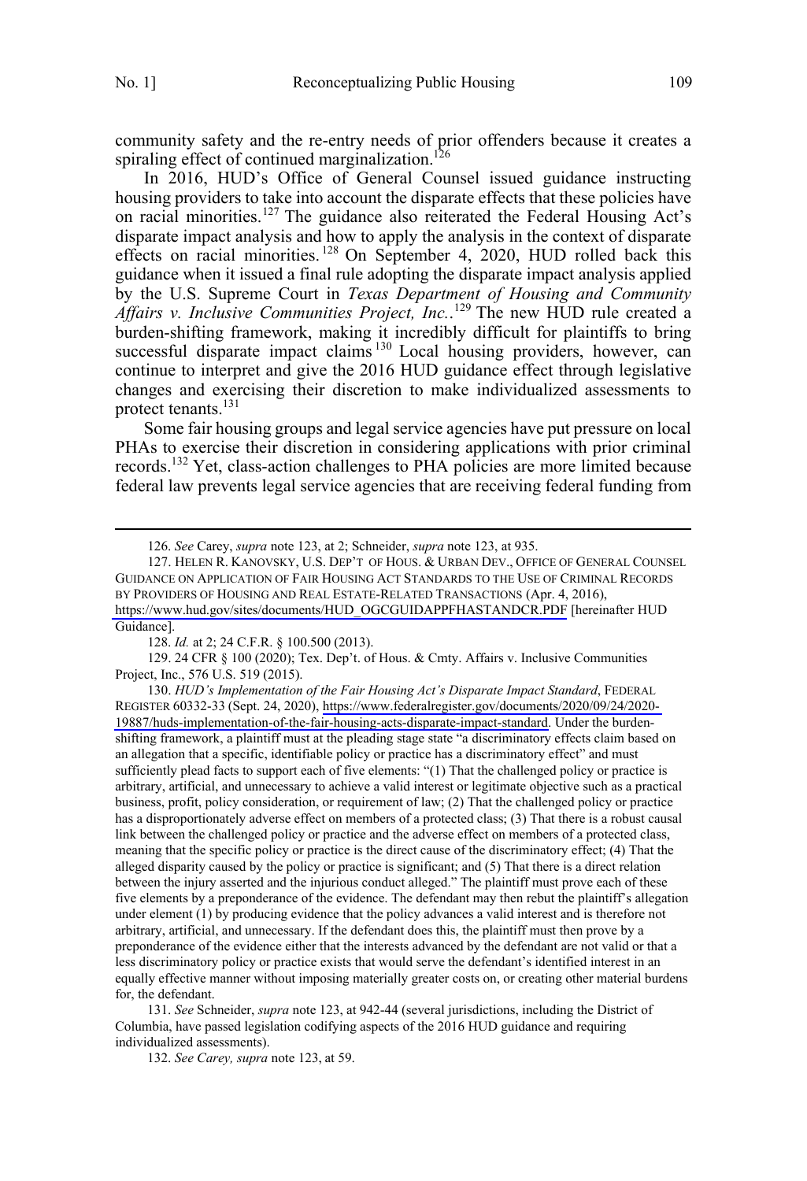community safety and the re-entry needs of prior offenders because it creates a spiraling effect of continued marginalization.[126]

In 2016, HUD's Office of General Counsel issued guidance instructing housing providers to take into account the disparate effects that these policies have on racial minorities.[127] The guidance also reiterated the Federal Housing Act's disparate impact analysis and how to apply the analysis in the context of disparate effects on racial minorities.[128] On September 4, 2020, HUD rolled back this guidance when it issued a final rule adopting the disparate impact analysis applied by the U.S. Supreme Court in *Texas Department of Housing and Community Affairs v. Inclusive Communities Project, Inc.*.[129] The new HUD rule created a burden-shifting framework, making it incredibly difficult for plaintiffs to bring successful disparate impact claims[130] Local housing providers, however, can continue to interpret and give the 2016 HUD guidance effect through legislative changes and exercising their discretion to make individualized assessments to protect tenants.[131]

Some fair housing groups and legal service agencies have put pressure on local PHAs to exercise their discretion in considering applications with prior criminal records.[132] Yet, class-action challenges to PHA policies are more limited because federal law prevents legal service agencies that are receiving federal funding from

---

126. *See* Carey, *supra* note 123, at 2; Schneider, *supra* note 123, at 935.

127. HELEN R. KANOVSKY, U.S. DEP'T OF HOUS. & URBAN DEV., OFFICE OF GENERAL COUNSEL GUIDANCE ON APPLICATION OF FAIR HOUSING ACT STANDARDS TO THE USE OF CRIMINAL RECORDS BY PROVIDERS OF HOUSING AND REAL ESTATE-RELATED TRANSACTIONS (Apr. 4, 2016), https://www.hud.gov/sites/documents/HUD_OGCGUIDAPPFHASTANDCR.PDF [hereinafter HUD Guidance].

128. *Id.* at 2; 24 C.F.R. § 100.500 (2013).

129. 24 CFR § 100 (2020); Tex. Dep't. of Hous. & Cmty. Affairs v. Inclusive Communities Project, Inc., 576 U.S. 519 (2015).

130. *HUD's Implementation of the Fair Housing Act's Disparate Impact Standard*, FEDERAL REGISTER 60332-33 (Sept. 24, 2020), https://www.federalregister.gov/documents/2020/09/24/2020-19887/huds-implementation-of-the-fair-housing-acts-disparate-impact-standard. Under the burden-shifting framework, a plaintiff must at the pleading stage state "a discriminatory effects claim based on an allegation that a specific, identifiable policy or practice has a discriminatory effect" and must sufficiently plead facts to support each of five elements: "(1) That the challenged policy or practice is arbitrary, artificial, and unnecessary to achieve a valid interest or legitimate objective such as a practical business, profit, policy consideration, or requirement of law; (2) That the challenged policy or practice has a disproportionately adverse effect on members of a protected class; (3) That there is a robust causal link between the challenged policy or practice and the adverse effect on members of a protected class, meaning that the specific policy or practice is the direct cause of the discriminatory effect; (4) That the alleged disparity caused by the policy or practice is significant; and (5) That there is a direct relation between the injury asserted and the injurious conduct alleged." The plaintiff must prove each of these five elements by a preponderance of the evidence. The defendant may then rebut the plaintiff's allegation under element (1) by producing evidence that the policy advances a valid interest and is therefore not arbitrary, artificial, and unnecessary. If the defendant does this, the plaintiff must then prove by a preponderance of the evidence either that the interests advanced by the defendant are not valid or that a less discriminatory policy or practice exists that would serve the defendant's identified interest in an equally effective manner without imposing materially greater costs on, or creating other material burdens for, the defendant.

131. *See* Schneider, *supra* note 123, at 942-44 (several jurisdictions, including the District of Columbia, have passed legislation codifying aspects of the 2016 HUD guidance and requiring individualized assessments).

132. *See Carey, supra* note 123, at 59.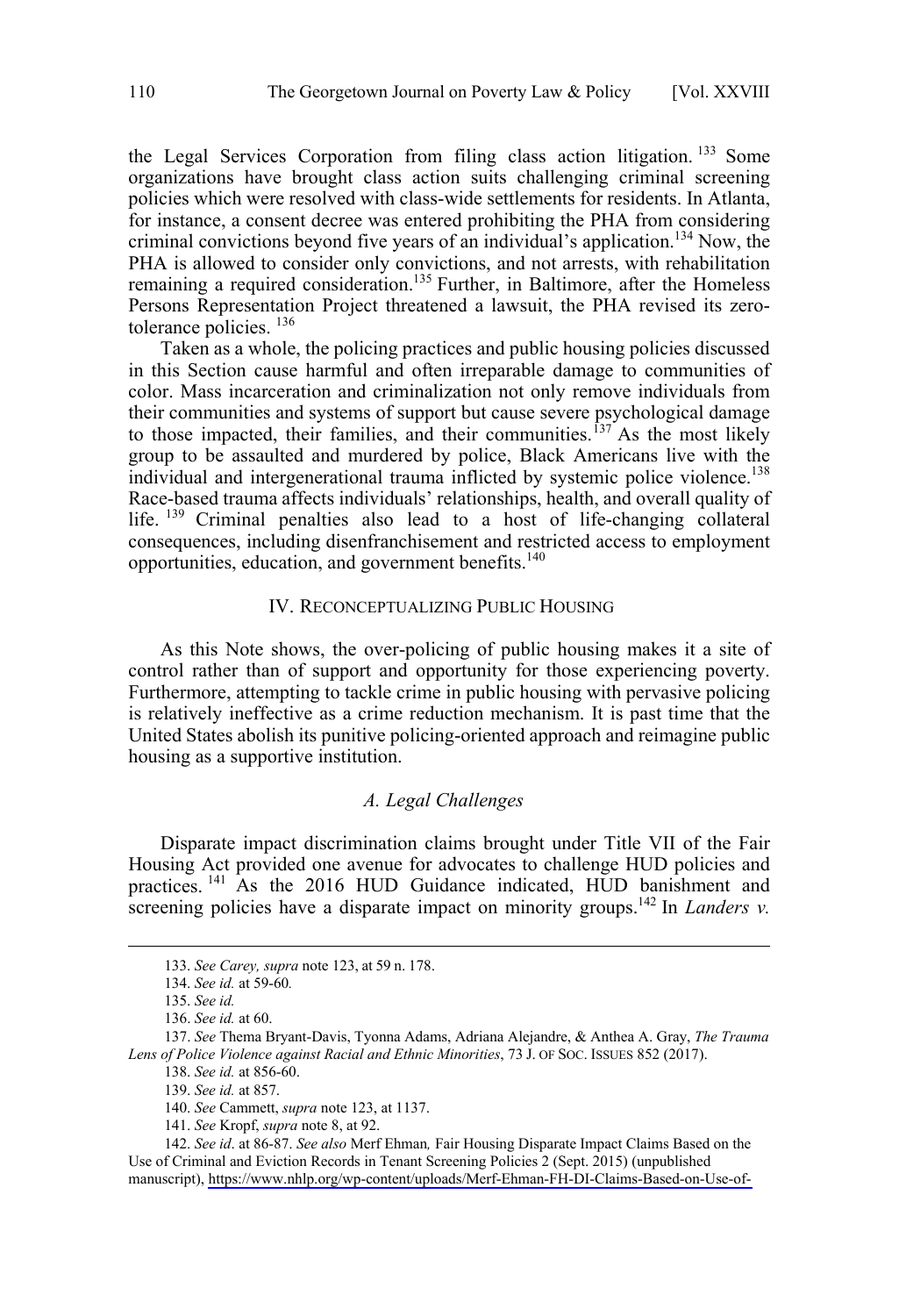the Legal Services Corporation from filing class action litigation.[133] Some organizations have brought class action suits challenging criminal screening policies which were resolved with class-wide settlements for residents. In Atlanta, for instance, a consent decree was entered prohibiting the PHA from considering criminal convictions beyond five years of an individual's application.[134] Now, the PHA is allowed to consider only convictions, and not arrests, with rehabilitation remaining a required consideration.[135] Further, in Baltimore, after the Homeless Persons Representation Project threatened a lawsuit, the PHA revised its zero-tolerance policies.[136]

Taken as a whole, the policing practices and public housing policies discussed in this Section cause harmful and often irreparable damage to communities of color. Mass incarceration and criminalization not only remove individuals from their communities and systems of support but cause severe psychological damage to those impacted, their families, and their communities.[137] As the most likely group to be assaulted and murdered by police, Black Americans live with the individual and intergenerational trauma inflicted by systemic police violence.[138] Race-based trauma affects individuals' relationships, health, and overall quality of life.[139] Criminal penalties also lead to a host of life-changing collateral consequences, including disenfranchisement and restricted access to employment opportunities, education, and government benefits.[140]

## IV. Reconceptualizing Public Housing

As this Note shows, the over-policing of public housing makes it a site of control rather than of support and opportunity for those experiencing poverty. Furthermore, attempting to tackle crime in public housing with pervasive policing is relatively ineffective as a crime reduction mechanism. It is past time that the United States abolish its punitive policing-oriented approach and reimagine public housing as a supportive institution.

### *A. Legal Challenges*

Disparate impact discrimination claims brought under Title VII of the Fair Housing Act provided one avenue for advocates to challenge HUD policies and practices.[141] As the 2016 HUD Guidance indicated, HUD banishment and screening policies have a disparate impact on minority groups.[142] In *Landers v.*

---

133. *See Carey, supra* note 123, at 59 n. 178.

134. *See id.* at 59-60*.*

135. *See id.*

136. *See id.* at 60.

137. *See* Thema Bryant-Davis, Tyonna Adams, Adriana Alejandre, & Anthea A. Gray, *The Trauma Lens of Police Violence against Racial and Ethnic Minorities*, 73 J. OF SOC. ISSUES 852 (2017).

138. *See id.* at 856-60.

139. *See id.* at 857.

140. *See* Cammett, *supra* note 123, at 1137.

141. *See* Kropf, *supra* note 8, at 92.

142. *See id*. at 86-87. *See also* Merf Ehman*,* Fair Housing Disparate Impact Claims Based on the Use of Criminal and Eviction Records in Tenant Screening Policies 2 (Sept. 2015) (unpublished manuscript), https://www.nhlp.org/wp-content/uploads/Merf-Ehman-FH-DI-Claims-Based-on-Use-of-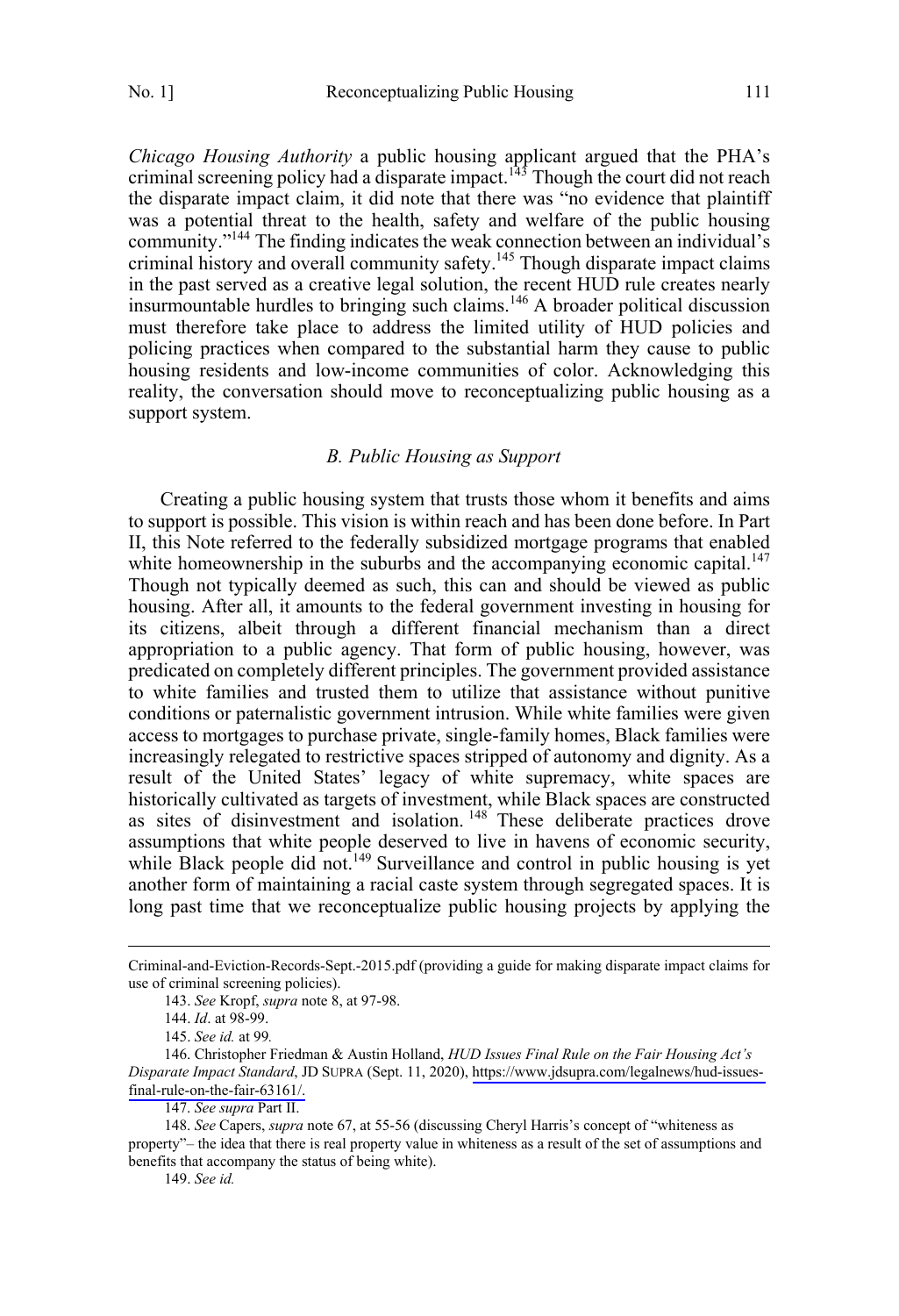*Chicago Housing Authority* a public housing applicant argued that the PHA's criminal screening policy had a disparate impact.[143] Though the court did not reach the disparate impact claim, it did note that there was "no evidence that plaintiff was a potential threat to the health, safety and welfare of the public housing community."[144] The finding indicates the weak connection between an individual's criminal history and overall community safety.[145] Though disparate impact claims in the past served as a creative legal solution, the recent HUD rule creates nearly insurmountable hurdles to bringing such claims.[146] A broader political discussion must therefore take place to address the limited utility of HUD policies and policing practices when compared to the substantial harm they cause to public housing residents and low-income communities of color. Acknowledging this reality, the conversation should move to reconceptualizing public housing as a support system.

### *B. Public Housing as Support*

Creating a public housing system that trusts those whom it benefits and aims to support is possible. This vision is within reach and has been done before. In Part II, this Note referred to the federally subsidized mortgage programs that enabled white homeownership in the suburbs and the accompanying economic capital.[147] Though not typically deemed as such, this can and should be viewed as public housing. After all, it amounts to the federal government investing in housing for its citizens, albeit through a different financial mechanism than a direct appropriation to a public agency. That form of public housing, however, was predicated on completely different principles. The government provided assistance to white families and trusted them to utilize that assistance without punitive conditions or paternalistic government intrusion. While white families were given access to mortgages to purchase private, single-family homes, Black families were increasingly relegated to restrictive spaces stripped of autonomy and dignity. As a result of the United States' legacy of white supremacy, white spaces are historically cultivated as targets of investment, while Black spaces are constructed as sites of disinvestment and isolation.[148] These deliberate practices drove assumptions that white people deserved to live in havens of economic security, while Black people did not.[149] Surveillance and control in public housing is yet another form of maintaining a racial caste system through segregated spaces. It is long past time that we reconceptualize public housing projects by applying the

---

Criminal-and-Eviction-Records-Sept.-2015.pdf (providing a guide for making disparate impact claims for use of criminal screening policies).

143. *See* Kropf, *supra* note 8, at 97-98.

144. *Id*. at 98-99.

145. *See id.* at 99.

146. Christopher Friedman & Austin Holland, *HUD Issues Final Rule on the Fair Housing Act's Disparate Impact Standard*, JD SUPRA (Sept. 11, 2020), https://www.jdsupra.com/legalnews/hud-issues-final-rule-on-the-fair-63161/.

147. *See supra* Part II.

148. *See* Capers, *supra* note 67, at 55-56 (discussing Cheryl Harris's concept of "whiteness as property"– the idea that there is real property value in whiteness as a result of the set of assumptions and benefits that accompany the status of being white).

149. *See id.*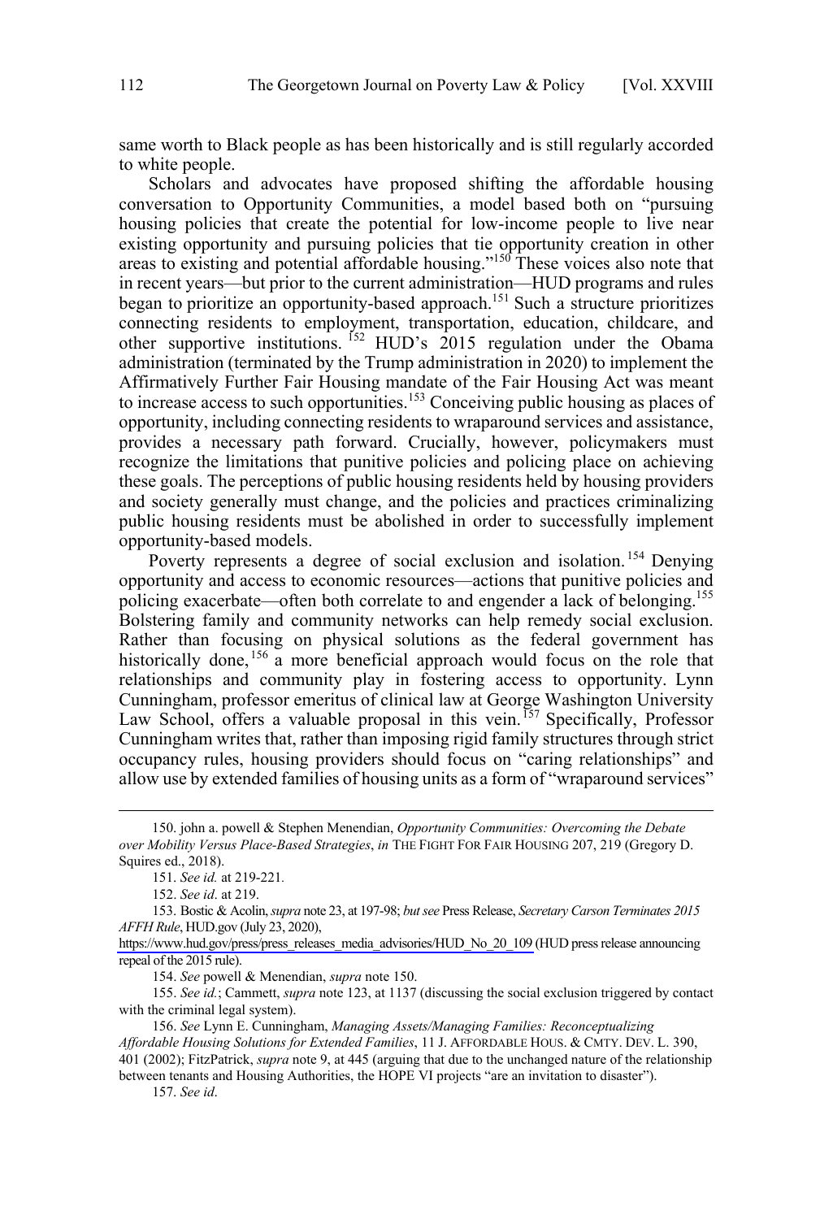same worth to Black people as has been historically and is still regularly accorded to white people.

Scholars and advocates have proposed shifting the affordable housing conversation to Opportunity Communities, a model based both on "pursuing housing policies that create the potential for low-income people to live near existing opportunity and pursuing policies that tie opportunity creation in other areas to existing and potential affordable housing."[150] These voices also note that in recent years—but prior to the current administration—HUD programs and rules began to prioritize an opportunity-based approach.[151] Such a structure prioritizes connecting residents to employment, transportation, education, childcare, and other supportive institutions.[152] HUD's 2015 regulation under the Obama administration (terminated by the Trump administration in 2020) to implement the Affirmatively Further Fair Housing mandate of the Fair Housing Act was meant to increase access to such opportunities.[153] Conceiving public housing as places of opportunity, including connecting residents to wraparound services and assistance, provides a necessary path forward. Crucially, however, policymakers must recognize the limitations that punitive policies and policing place on achieving these goals. The perceptions of public housing residents held by housing providers and society generally must change, and the policies and practices criminalizing public housing residents must be abolished in order to successfully implement opportunity-based models.

Poverty represents a degree of social exclusion and isolation.[154] Denying opportunity and access to economic resources—actions that punitive policies and policing exacerbate—often both correlate to and engender a lack of belonging.[155] Bolstering family and community networks can help remedy social exclusion. Rather than focusing on physical solutions as the federal government has historically done,[156] a more beneficial approach would focus on the role that relationships and community play in fostering access to opportunity. Lynn Cunningham, professor emeritus of clinical law at George Washington University Law School, offers a valuable proposal in this vein.[157] Specifically, Professor Cunningham writes that, rather than imposing rigid family structures through strict occupancy rules, housing providers should focus on "caring relationships" and allow use by extended families of housing units as a form of "wraparound services"

---

150. john a. powell & Stephen Menendian, *Opportunity Communities: Overcoming the Debate over Mobility Versus Place-Based Strategies*, *in* THE FIGHT FOR FAIR HOUSING 207, 219 (Gregory D. Squires ed., 2018).

151. *See id.* at 219-221.

152. *See id*. at 219.

153. Bostic & Acolin, *supra* note 23, at 197-98; *but see* Press Release, *Secretary Carson Terminates 2015 AFFH Rule*, HUD.gov (July 23, 2020), https://www.hud.gov/press/press_releases_media_advisories/HUD_No_20_109 (HUD press release announcing repeal of the 2015 rule).

154. *See* powell & Menendian, *supra* note 150.

155. *See id.*; Cammett, *supra* note 123, at 1137 (discussing the social exclusion triggered by contact with the criminal legal system).

156. *See* Lynn E. Cunningham, *Managing Assets/Managing Families: Reconceptualizing Affordable Housing Solutions for Extended Families*, 11 J. AFFORDABLE HOUS. & CMTY. DEV. L. 390, 401 (2002); FitzPatrick, *supra* note 9, at 445 (arguing that due to the unchanged nature of the relationship between tenants and Housing Authorities, the HOPE VI projects "are an invitation to disaster").

157. *See id*.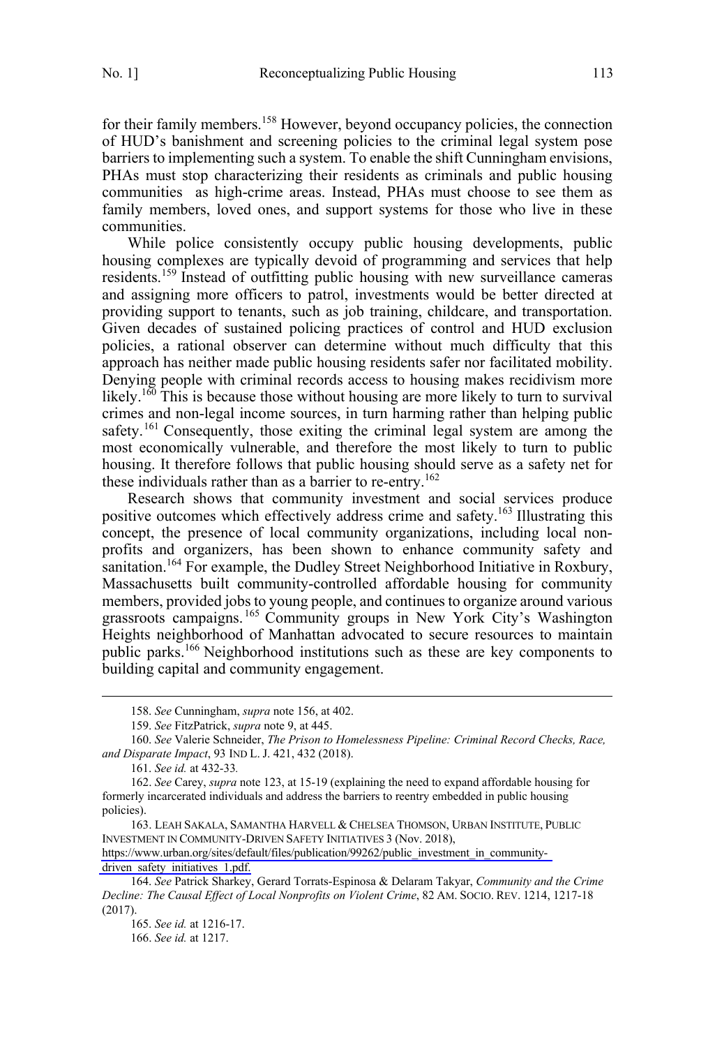for their family members.[158] However, beyond occupancy policies, the connection of HUD's banishment and screening policies to the criminal legal system pose barriers to implementing such a system. To enable the shift Cunningham envisions, PHAs must stop characterizing their residents as criminals and public housing communities as high-crime areas. Instead, PHAs must choose to see them as family members, loved ones, and support systems for those who live in these communities.

While police consistently occupy public housing developments, public housing complexes are typically devoid of programming and services that help residents.[159] Instead of outfitting public housing with new surveillance cameras and assigning more officers to patrol, investments would be better directed at providing support to tenants, such as job training, childcare, and transportation. Given decades of sustained policing practices of control and HUD exclusion policies, a rational observer can determine without much difficulty that this approach has neither made public housing residents safer nor facilitated mobility. Denying people with criminal records access to housing makes recidivism more likely.[160] This is because those without housing are more likely to turn to survival crimes and non-legal income sources, in turn harming rather than helping public safety.[161] Consequently, those exiting the criminal legal system are among the most economically vulnerable, and therefore the most likely to turn to public housing. It therefore follows that public housing should serve as a safety net for these individuals rather than as a barrier to re-entry.[162]

Research shows that community investment and social services produce positive outcomes which effectively address crime and safety.[163] Illustrating this concept, the presence of local community organizations, including local non-profits and organizers, has been shown to enhance community safety and sanitation.[164] For example, the Dudley Street Neighborhood Initiative in Roxbury, Massachusetts built community-controlled affordable housing for community members, provided jobs to young people, and continues to organize around various grassroots campaigns.[165] Community groups in New York City's Washington Heights neighborhood of Manhattan advocated to secure resources to maintain public parks.[166] Neighborhood institutions such as these are key components to building capital and community engagement.

---

158. *See* Cunningham, *supra* note 156, at 402.

159. *See* FitzPatrick, *supra* note 9, at 445.

160. *See* Valerie Schneider, *The Prison to Homelessness Pipeline: Criminal Record Checks, Race, and Disparate Impact*, 93 IND L. J. 421, 432 (2018).

161. *See id.* at 432-33*.*

162. *See* Carey, *supra* note 123, at 15-19 (explaining the need to expand affordable housing for formerly incarcerated individuals and address the barriers to reentry embedded in public housing policies).

163. LEAH SAKALA, SAMANTHA HARVELL & CHELSEA THOMSON, URBAN INSTITUTE, PUBLIC INVESTMENT IN COMMUNITY-DRIVEN SAFETY INITIATIVES 3 (Nov. 2018), https://www.urban.org/sites/default/files/publication/99262/public_investment_in_community-driven_safety_initiatives_1.pdf.

164. *See* Patrick Sharkey, Gerard Torrats-Espinosa & Delaram Takyar, *Community and the Crime Decline: The Causal Effect of Local Nonprofits on Violent Crime*, 82 AM. SOCIO. REV. 1214, 1217-18 (2017).

165. *See id.* at 1216-17.

166. *See id.* at 1217.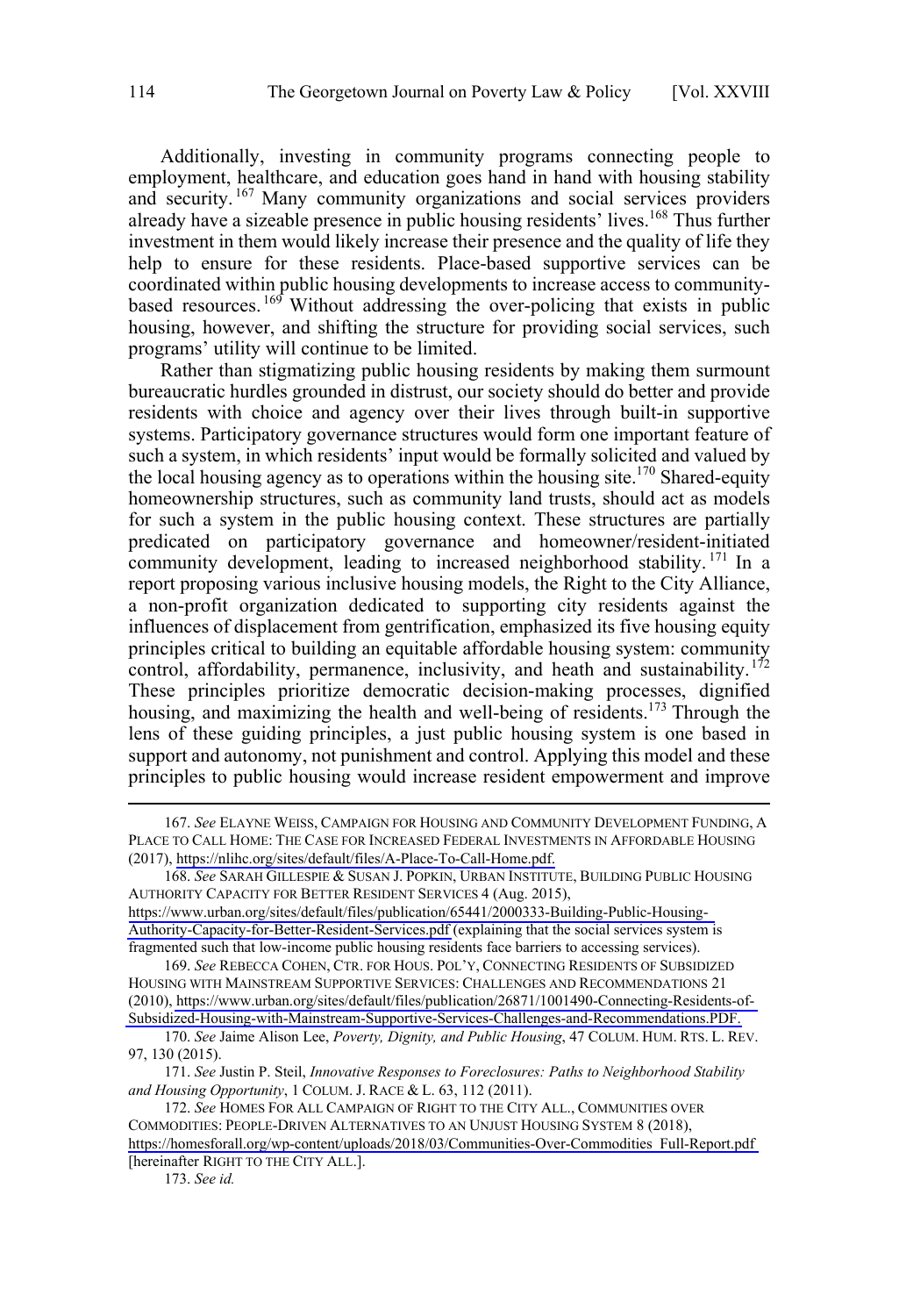Additionally, investing in community programs connecting people to employment, healthcare, and education goes hand in hand with housing stability and security.[167] Many community organizations and social services providers already have a sizeable presence in public housing residents' lives.[168] Thus further investment in them would likely increase their presence and the quality of life they help to ensure for these residents. Place-based supportive services can be coordinated within public housing developments to increase access to community-based resources.[169] Without addressing the over-policing that exists in public housing, however, and shifting the structure for providing social services, such programs' utility will continue to be limited.

Rather than stigmatizing public housing residents by making them surmount bureaucratic hurdles grounded in distrust, our society should do better and provide residents with choice and agency over their lives through built-in supportive systems. Participatory governance structures would form one important feature of such a system, in which residents' input would be formally solicited and valued by the local housing agency as to operations within the housing site.[170] Shared-equity homeownership structures, such as community land trusts, should act as models for such a system in the public housing context. These structures are partially predicated on participatory governance and homeowner/resident-initiated community development, leading to increased neighborhood stability.[171] In a report proposing various inclusive housing models, the Right to the City Alliance, a non-profit organization dedicated to supporting city residents against the influences of displacement from gentrification, emphasized its five housing equity principles critical to building an equitable affordable housing system: community control, affordability, permanence, inclusivity, and heath and sustainability.[172] These principles prioritize democratic decision-making processes, dignified housing, and maximizing the health and well-being of residents.[173] Through the lens of these guiding principles, a just public housing system is one based in support and autonomy, not punishment and control. Applying this model and these principles to public housing would increase resident empowerment and improve

---

167. *See* ELAYNE WEISS, CAMPAIGN FOR HOUSING AND COMMUNITY DEVELOPMENT FUNDING, A PLACE TO CALL HOME: THE CASE FOR INCREASED FEDERAL INVESTMENTS IN AFFORDABLE HOUSING (2017), https://nlihc.org/sites/default/files/A-Place-To-Call-Home.pdf.

168. *See* SARAH GILLESPIE & SUSAN J. POPKIN, URBAN INSTITUTE, BUILDING PUBLIC HOUSING AUTHORITY CAPACITY FOR BETTER RESIDENT SERVICES 4 (Aug. 2015), https://www.urban.org/sites/default/files/publication/65441/2000333-Building-Public-Housing-Authority-Capacity-for-Better-Resident-Services.pdf (explaining that the social services system is fragmented such that low-income public housing residents face barriers to accessing services).

169. *See* REBECCA COHEN, CTR. FOR HOUS. POL'Y, CONNECTING RESIDENTS OF SUBSIDIZED HOUSING WITH MAINSTREAM SUPPORTIVE SERVICES: CHALLENGES AND RECOMMENDATIONS 21 (2010), https://www.urban.org/sites/default/files/publication/26871/1001490-Connecting-Residents-of-Subsidized-Housing-with-Mainstream-Supportive-Services-Challenges-and-Recommendations.PDF.

170. *See* Jaime Alison Lee, *Poverty, Dignity, and Public Housing*, 47 COLUM. HUM. RTS. L. REV. 97, 130 (2015).

171. *See* Justin P. Steil, *Innovative Responses to Foreclosures: Paths to Neighborhood Stability and Housing Opportunity*, 1 COLUM. J. RACE & L. 63, 112 (2011).

172. *See* HOMES FOR ALL CAMPAIGN OF RIGHT TO THE CITY ALL., COMMUNITIES OVER COMMODITIES: PEOPLE-DRIVEN ALTERNATIVES TO AN UNJUST HOUSING SYSTEM 8 (2018), https://homesforall.org/wp-content/uploads/2018/03/Communities-Over-Commodities_Full-Report.pdf [hereinafter RIGHT TO THE CITY ALL.].

173. *See id.*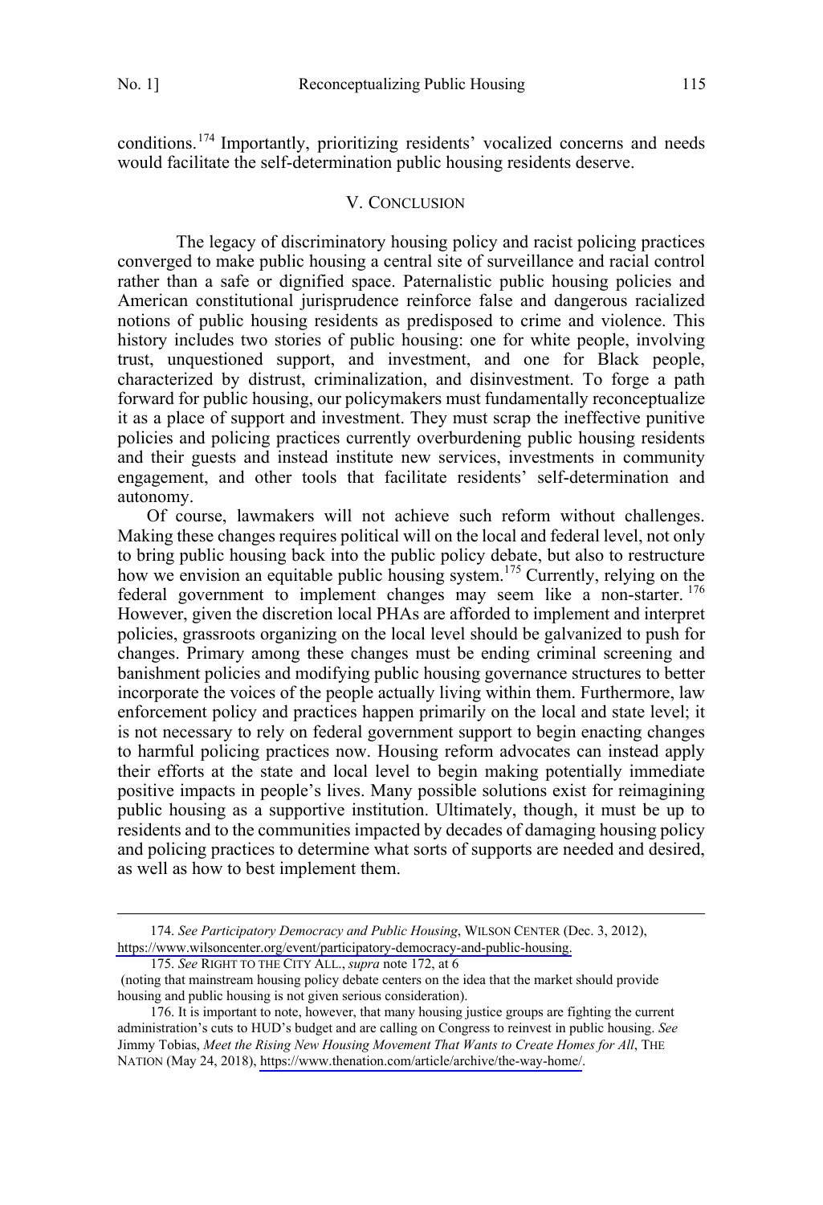conditions.[174] Importantly, prioritizing residents' vocalized concerns and needs would facilitate the self-determination public housing residents deserve.

## V. CONCLUSION

The legacy of discriminatory housing policy and racist policing practices converged to make public housing a central site of surveillance and racial control rather than a safe or dignified space. Paternalistic public housing policies and American constitutional jurisprudence reinforce false and dangerous racialized notions of public housing residents as predisposed to crime and violence. This history includes two stories of public housing: one for white people, involving trust, unquestioned support, and investment, and one for Black people, characterized by distrust, criminalization, and disinvestment. To forge a path forward for public housing, our policymakers must fundamentally reconceptualize it as a place of support and investment. They must scrap the ineffective punitive policies and policing practices currently overburdening public housing residents and their guests and instead institute new services, investments in community engagement, and other tools that facilitate residents' self-determination and autonomy.

Of course, lawmakers will not achieve such reform without challenges. Making these changes requires political will on the local and federal level, not only to bring public housing back into the public policy debate, but also to restructure how we envision an equitable public housing system.[175] Currently, relying on the federal government to implement changes may seem like a non-starter.[176] However, given the discretion local PHAs are afforded to implement and interpret policies, grassroots organizing on the local level should be galvanized to push for changes. Primary among these changes must be ending criminal screening and banishment policies and modifying public housing governance structures to better incorporate the voices of the people actually living within them. Furthermore, law enforcement policy and practices happen primarily on the local and state level; it is not necessary to rely on federal government support to begin enacting changes to harmful policing practices now. Housing reform advocates can instead apply their efforts at the state and local level to begin making potentially immediate positive impacts in people's lives. Many possible solutions exist for reimagining public housing as a supportive institution. Ultimately, though, it must be up to residents and to the communities impacted by decades of damaging housing policy and policing practices to determine what sorts of supports are needed and desired, as well as how to best implement them.

---

174. *See Participatory Democracy and Public Housing*, WILSON CENTER (Dec. 3, 2012), https://www.wilsoncenter.org/event/participatory-democracy-and-public-housing.

175. *See* RIGHT TO THE CITY ALL., *supra* note 172, at 6 (noting that mainstream housing policy debate centers on the idea that the market should provide housing and public housing is not given serious consideration).

176. It is important to note, however, that many housing justice groups are fighting the current administration's cuts to HUD's budget and are calling on Congress to reinvest in public housing. *See* Jimmy Tobias, *Meet the Rising New Housing Movement That Wants to Create Homes for All*, THE NATION (May 24, 2018), https://www.thenation.com/article/archive/the-way-home/.